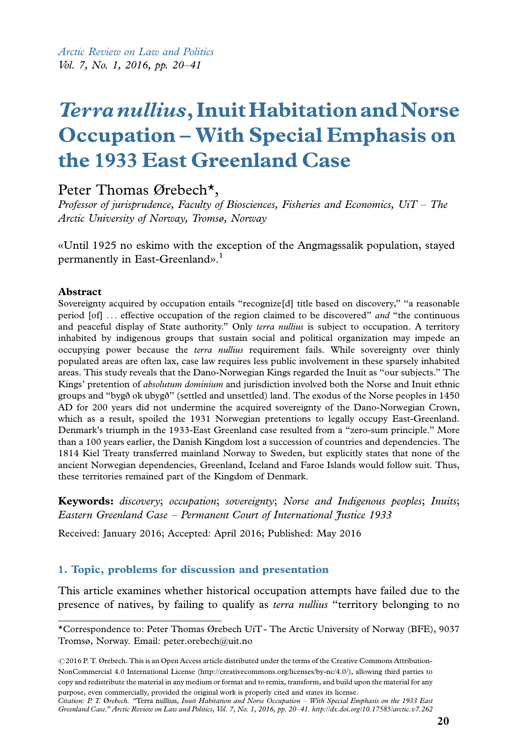# *Terra nullius*, Inuit Habitation and Norse Occupation – With Special Emphasis on the 1933 East Greenland Case

Peter Thomas Ørebech*,

*Professor of jurisprudence, Faculty of Biosciences, Fisheries and Economics, UiT – The Arctic University of Norway, Tromsø, Norway*

«Until 1925 no eskimo with the exception of the Angmagssalik population, stayed permanently in East-Greenland».[1]

**Abstract**

Sovereignty acquired by occupation entails "recognize[d] title based on discovery," "a reasonable period [of] … effective occupation of the region claimed to be discovered" *and* "the continuous and peaceful display of State authority." Only *terra nullius* is subject to occupation. A territory inhabited by indigenous groups that sustain social and political organization may impede an occupying power because the *terra nullius* requirement fails. While sovereignty over thinly populated areas are often lax, case law requires less public involvement in these sparsely inhabited areas. This study reveals that the Dano-Norwegian Kings regarded the Inuit as "our subjects." The Kings' pretention of *absolutum dominium* and jurisdiction involved both the Norse and Inuit ethnic groups and "bygð ok ubygð" (settled and unsettled) land. The exodus of the Norse peoples in 1450 AD for 200 years did not undermine the acquired sovereignty of the Dano-Norwegian Crown, which as a result, spoiled the 1931 Norwegian pretentions to legally occupy East-Greenland. Denmark's triumph in the 1933-East Greenland case resulted from a "zero-sum principle." More than a 100 years earlier, the Danish Kingdom lost a succession of countries and dependencies. The 1814 Kiel Treaty transferred mainland Norway to Sweden, but explicitly states that none of the ancient Norwegian dependencies, Greenland, Iceland and Faroe Islands would follow suit. Thus, these territories remained part of the Kingdom of Denmark.

**Keywords:** *discovery*; *occupation*; *sovereignty*; *Norse and Indigenous peoples*; *Inuits*; *Eastern Greenland Case – Permanent Court of International Justice 1933*

Received: January 2016; Accepted: April 2016; Published: May 2016

## 1. Topic, problems for discussion and presentation

This article examines whether historical occupation attempts have failed due to the presence of natives, by failing to qualify as *terra nullius* "territory belonging to no

---

*Correspondence to: Peter Thomas Ørebech UiT - The Arctic University of Norway (BFE), 9037 Tromsø, Norway. Email: peter.orebech@uit.no

©2016 P. T. Ørebech. This is an Open Access article distributed under the terms of the Creative Commons Attribution-NonCommercial 4.0 International License (http://creativecommons.org/licenses/by-nc/4.0/), allowing third parties to copy and redistribute the material in any medium or format and to remix, transform, and build upon the material for any purpose, even commercially, provided the original work is properly cited and states its license.

*Citation: P. T. Ørebech. "Terra nullius, Inuit Habitation and Norse Occupation – With Special Emphasis on the 1933 East Greenland Case." Arctic Review on Law and Politics, Vol. 7, No. 1, 2016, pp. 20–41. http://dx.doi.org/10.17585/arctic.v7.262*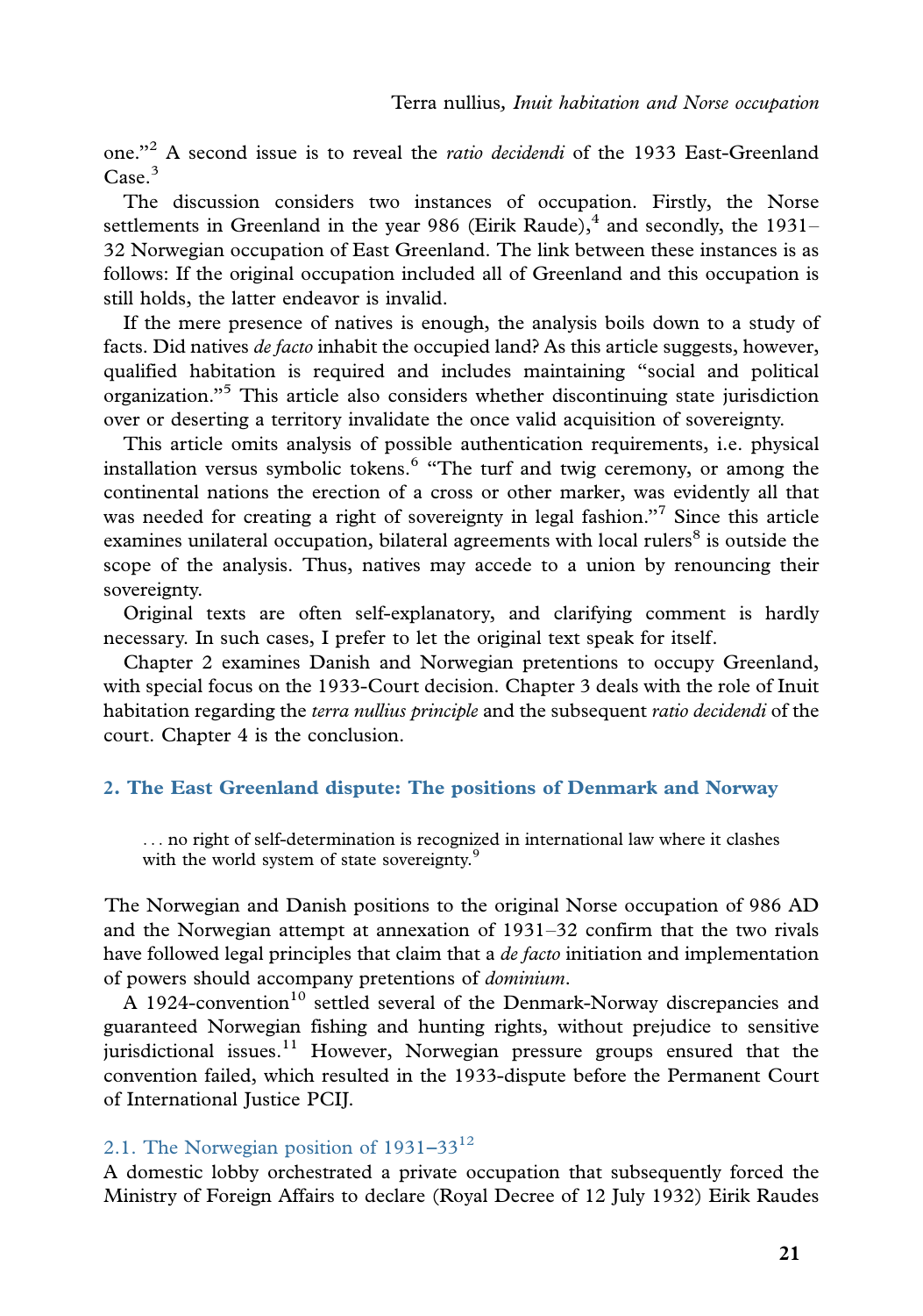one."[2] A second issue is to reveal the *ratio decidendi* of the 1933 East-Greenland Case.[3]

The discussion considers two instances of occupation. Firstly, the Norse settlements in Greenland in the year 986 (Eirik Raude),[4] and secondly, the 1931–32 Norwegian occupation of East Greenland. The link between these instances is as follows: If the original occupation included all of Greenland and this occupation is still holds, the latter endeavor is invalid.

If the mere presence of natives is enough, the analysis boils down to a study of facts. Did natives *de facto* inhabit the occupied land? As this article suggests, however, qualified habitation is required and includes maintaining "social and political organization."[5] This article also considers whether discontinuing state jurisdiction over or deserting a territory invalidate the once valid acquisition of sovereignty.

This article omits analysis of possible authentication requirements, i.e. physical installation versus symbolic tokens.[6] "The turf and twig ceremony, or among the continental nations the erection of a cross or other marker, was evidently all that was needed for creating a right of sovereignty in legal fashion."[7] Since this article examines unilateral occupation, bilateral agreements with local rulers[8] is outside the scope of the analysis. Thus, natives may accede to a union by renouncing their sovereignty.

Original texts are often self-explanatory, and clarifying comment is hardly necessary. In such cases, I prefer to let the original text speak for itself.

Chapter 2 examines Danish and Norwegian pretentions to occupy Greenland, with special focus on the 1933-Court decision. Chapter 3 deals with the role of Inuit habitation regarding the *terra nullius principle* and the subsequent *ratio decidendi* of the court. Chapter 4 is the conclusion.

## 2. The East Greenland dispute: The positions of Denmark and Norway

> ... no right of self-determination is recognized in international law where it clashes with the world system of state sovereignty.[9]

The Norwegian and Danish positions to the original Norse occupation of 986 AD and the Norwegian attempt at annexation of 1931–32 confirm that the two rivals have followed legal principles that claim that a *de facto* initiation and implementation of powers should accompany pretentions of *dominium*.

A 1924-convention[10] settled several of the Denmark-Norway discrepancies and guaranteed Norwegian fishing and hunting rights, without prejudice to sensitive jurisdictional issues.[11] However, Norwegian pressure groups ensured that the convention failed, which resulted in the 1933-dispute before the Permanent Court of International Justice PCIJ.

### 2.1. The Norwegian position of 1931–33[12]

A domestic lobby orchestrated a private occupation that subsequently forced the Ministry of Foreign Affairs to declare (Royal Decree of 12 July 1932) Eirik Raudes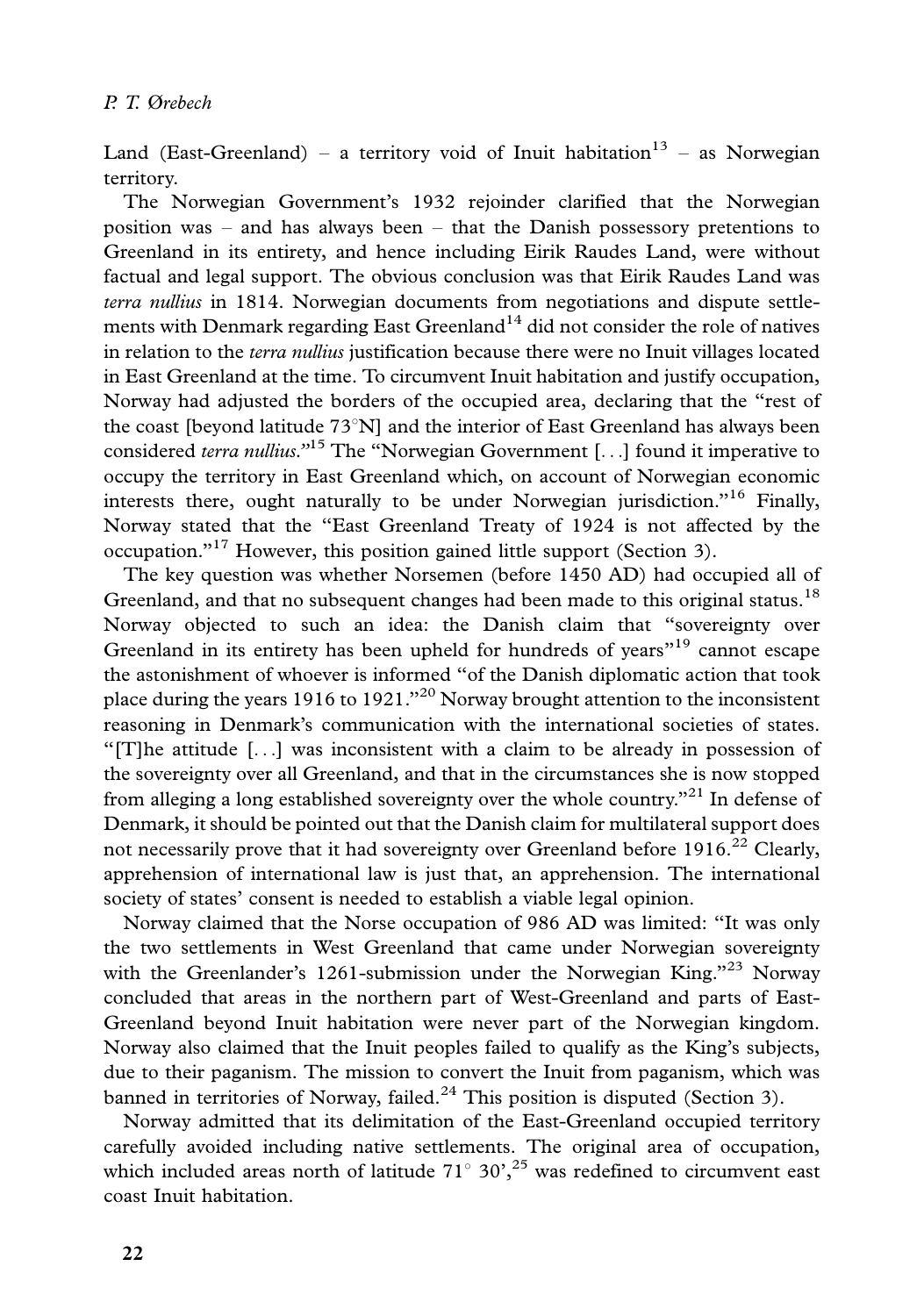Land (East-Greenland) – a territory void of Inuit habitation[13] – as Norwegian territory.

The Norwegian Government's 1932 rejoinder clarified that the Norwegian position was – and has always been – that the Danish possessory pretentions to Greenland in its entirety, and hence including Eirik Raudes Land, were without factual and legal support. The obvious conclusion was that Eirik Raudes Land was *terra nullius* in 1814. Norwegian documents from negotiations and dispute settlements with Denmark regarding East Greenland[14] did not consider the role of natives in relation to the *terra nullius* justification because there were no Inuit villages located in East Greenland at the time. To circumvent Inuit habitation and justify occupation, Norway had adjusted the borders of the occupied area, declaring that the "rest of the coast [beyond latitude 73°N] and the interior of East Greenland has always been considered *terra nullius*."[15] The "Norwegian Government [...] found it imperative to occupy the territory in East Greenland which, on account of Norwegian economic interests there, ought naturally to be under Norwegian jurisdiction."[16] Finally, Norway stated that the "East Greenland Treaty of 1924 is not affected by the occupation."[17] However, this position gained little support (Section 3).

The key question was whether Norsemen (before 1450 AD) had occupied all of Greenland, and that no subsequent changes had been made to this original status.[18] Norway objected to such an idea: the Danish claim that "sovereignty over Greenland in its entirety has been upheld for hundreds of years"[19] cannot escape the astonishment of whoever is informed "of the Danish diplomatic action that took place during the years 1916 to 1921."[20] Norway brought attention to the inconsistent reasoning in Denmark's communication with the international societies of states. "[T]he attitude [...] was inconsistent with a claim to be already in possession of the sovereignty over all Greenland, and that in the circumstances she is now stopped from alleging a long established sovereignty over the whole country."[21] In defense of Denmark, it should be pointed out that the Danish claim for multilateral support does not necessarily prove that it had sovereignty over Greenland before 1916.[22] Clearly, apprehension of international law is just that, an apprehension. The international society of states' consent is needed to establish a viable legal opinion.

Norway claimed that the Norse occupation of 986 AD was limited: "It was only the two settlements in West Greenland that came under Norwegian sovereignty with the Greenlander's 1261-submission under the Norwegian King."[23] Norway concluded that areas in the northern part of West-Greenland and parts of East-Greenland beyond Inuit habitation were never part of the Norwegian kingdom. Norway also claimed that the Inuit peoples failed to qualify as the King's subjects, due to their paganism. The mission to convert the Inuit from paganism, which was banned in territories of Norway, failed.[24] This position is disputed (Section 3).

Norway admitted that its delimitation of the East-Greenland occupied territory carefully avoided including native settlements. The original area of occupation, which included areas north of latitude 71° 30',[25] was redefined to circumvent east coast Inuit habitation.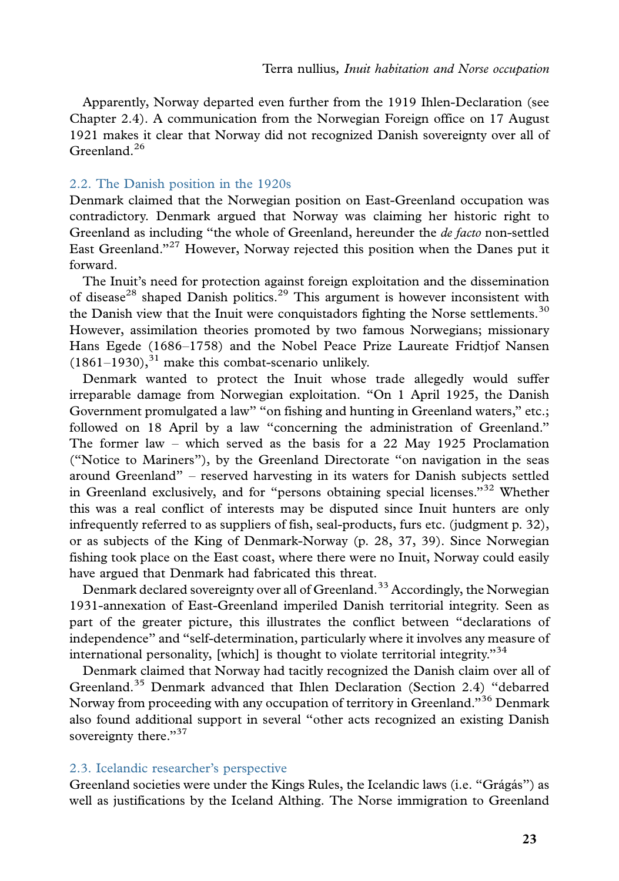Apparently, Norway departed even further from the 1919 Ihlen-Declaration (see Chapter 2.4). A communication from the Norwegian Foreign office on 17 August 1921 makes it clear that Norway did not recognized Danish sovereignty over all of Greenland.[26]

## 2.2. The Danish position in the 1920s

Denmark claimed that the Norwegian position on East-Greenland occupation was contradictory. Denmark argued that Norway was claiming her historic right to Greenland as including "the whole of Greenland, hereunder the *de facto* non-settled East Greenland."[27] However, Norway rejected this position when the Danes put it forward.

The Inuit's need for protection against foreign exploitation and the dissemination of disease[28] shaped Danish politics.[29] This argument is however inconsistent with the Danish view that the Inuit were conquistadors fighting the Norse settlements.[30] However, assimilation theories promoted by two famous Norwegians; missionary Hans Egede (1686–1758) and the Nobel Peace Prize Laureate Fridtjof Nansen (1861–1930),[31] make this combat-scenario unlikely.

Denmark wanted to protect the Inuit whose trade allegedly would suffer irreparable damage from Norwegian exploitation. "On 1 April 1925, the Danish Government promulgated a law" "on fishing and hunting in Greenland waters," etc.; followed on 18 April by a law "concerning the administration of Greenland." The former law – which served as the basis for a 22 May 1925 Proclamation ("Notice to Mariners"), by the Greenland Directorate "on navigation in the seas around Greenland" – reserved harvesting in its waters for Danish subjects settled in Greenland exclusively, and for "persons obtaining special licenses."[32] Whether this was a real conflict of interests may be disputed since Inuit hunters are only infrequently referred to as suppliers of fish, seal-products, furs etc. (judgment p. 32), or as subjects of the King of Denmark-Norway (p. 28, 37, 39). Since Norwegian fishing took place on the East coast, where there were no Inuit, Norway could easily have argued that Denmark had fabricated this threat.

Denmark declared sovereignty over all of Greenland.[33] Accordingly, the Norwegian 1931-annexation of East-Greenland imperiled Danish territorial integrity. Seen as part of the greater picture, this illustrates the conflict between "declarations of independence" and "self-determination, particularly where it involves any measure of international personality, [which] is thought to violate territorial integrity."[34]

Denmark claimed that Norway had tacitly recognized the Danish claim over all of Greenland.[35] Denmark advanced that Ihlen Declaration (Section 2.4) "debarred Norway from proceeding with any occupation of territory in Greenland."[36] Denmark also found additional support in several "other acts recognized an existing Danish sovereignty there."[37]

## 2.3. Icelandic researcher's perspective

Greenland societies were under the Kings Rules, the Icelandic laws (i.e. "Grágás") as well as justifications by the Iceland Althing. The Norse immigration to Greenland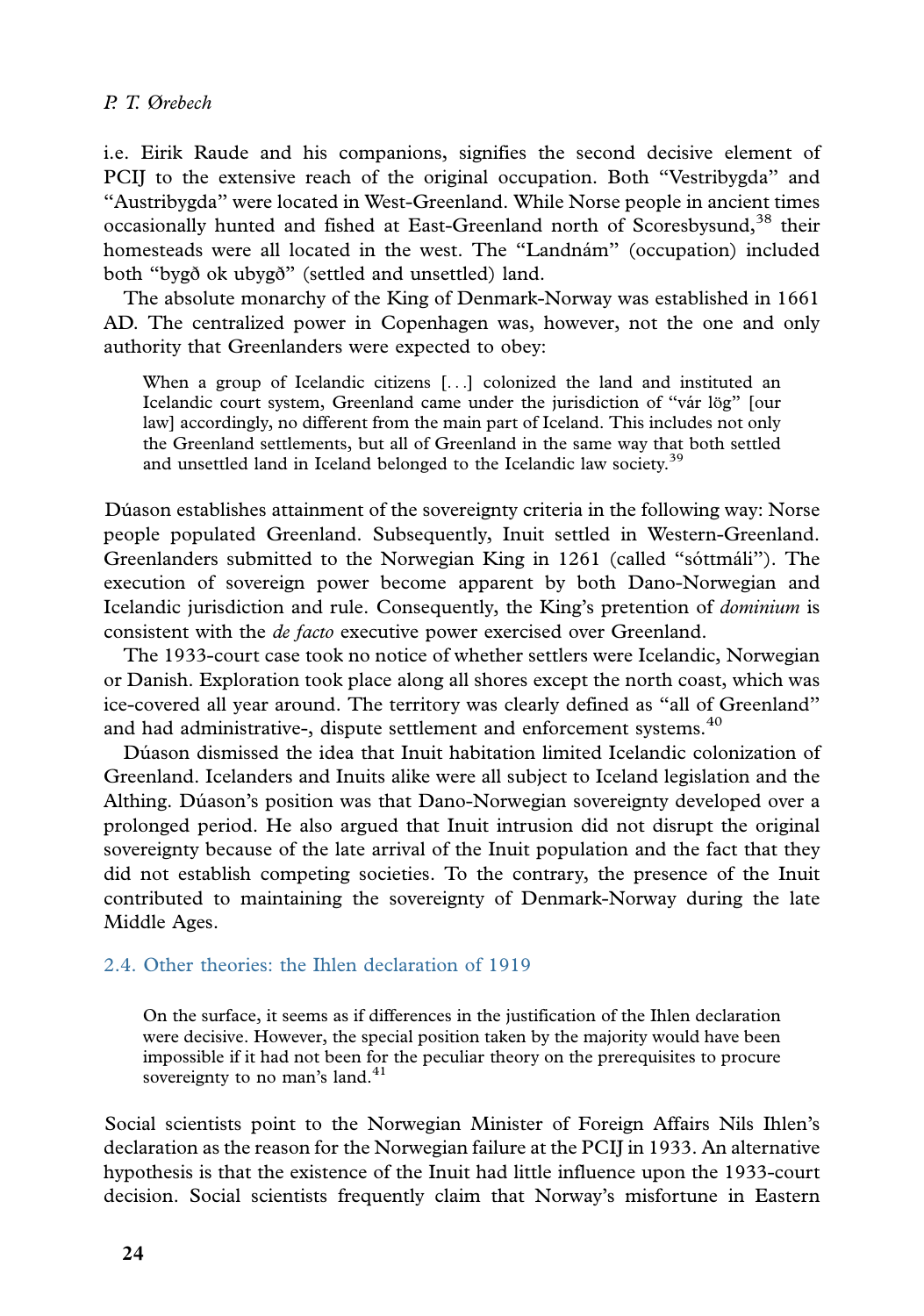i.e. Eirik Raude and his companions, signifies the second decisive element of PCIJ to the extensive reach of the original occupation. Both "Vestribygda" and "Austribygda" were located in West-Greenland. While Norse people in ancient times occasionally hunted and fished at East-Greenland north of Scoresbysund,[38] their homesteads were all located in the west. The "Landnám" (occupation) included both "bygð ok ubygð" (settled and unsettled) land.

The absolute monarchy of the King of Denmark-Norway was established in 1661 AD. The centralized power in Copenhagen was, however, not the one and only authority that Greenlanders were expected to obey:

> When a group of Icelandic citizens [...] colonized the land and instituted an Icelandic court system, Greenland came under the jurisdiction of "vár lög" [our law] accordingly, no different from the main part of Iceland. This includes not only the Greenland settlements, but all of Greenland in the same way that both settled and unsettled land in Iceland belonged to the Icelandic law society.[39]

Dúason establishes attainment of the sovereignty criteria in the following way: Norse people populated Greenland. Subsequently, Inuit settled in Western-Greenland. Greenlanders submitted to the Norwegian King in 1261 (called "sóttmáli"). The execution of sovereign power become apparent by both Dano-Norwegian and Icelandic jurisdiction and rule. Consequently, the King's pretention of *dominium* is consistent with the *de facto* executive power exercised over Greenland.

The 1933-court case took no notice of whether settlers were Icelandic, Norwegian or Danish. Exploration took place along all shores except the north coast, which was ice-covered all year around. The territory was clearly defined as "all of Greenland" and had administrative-, dispute settlement and enforcement systems.[40]

Dúason dismissed the idea that Inuit habitation limited Icelandic colonization of Greenland. Icelanders and Inuits alike were all subject to Iceland legislation and the Althing. Dúason's position was that Dano-Norwegian sovereignty developed over a prolonged period. He also argued that Inuit intrusion did not disrupt the original sovereignty because of the late arrival of the Inuit population and the fact that they did not establish competing societies. To the contrary, the presence of the Inuit contributed to maintaining the sovereignty of Denmark-Norway during the late Middle Ages.

### 2.4. Other theories: the Ihlen declaration of 1919

> On the surface, it seems as if differences in the justification of the Ihlen declaration were decisive. However, the special position taken by the majority would have been impossible if it had not been for the peculiar theory on the prerequisites to procure sovereignty to no man's land.[41]

Social scientists point to the Norwegian Minister of Foreign Affairs Nils Ihlen's declaration as the reason for the Norwegian failure at the PCIJ in 1933. An alternative hypothesis is that the existence of the Inuit had little influence upon the 1933-court decision. Social scientists frequently claim that Norway's misfortune in Eastern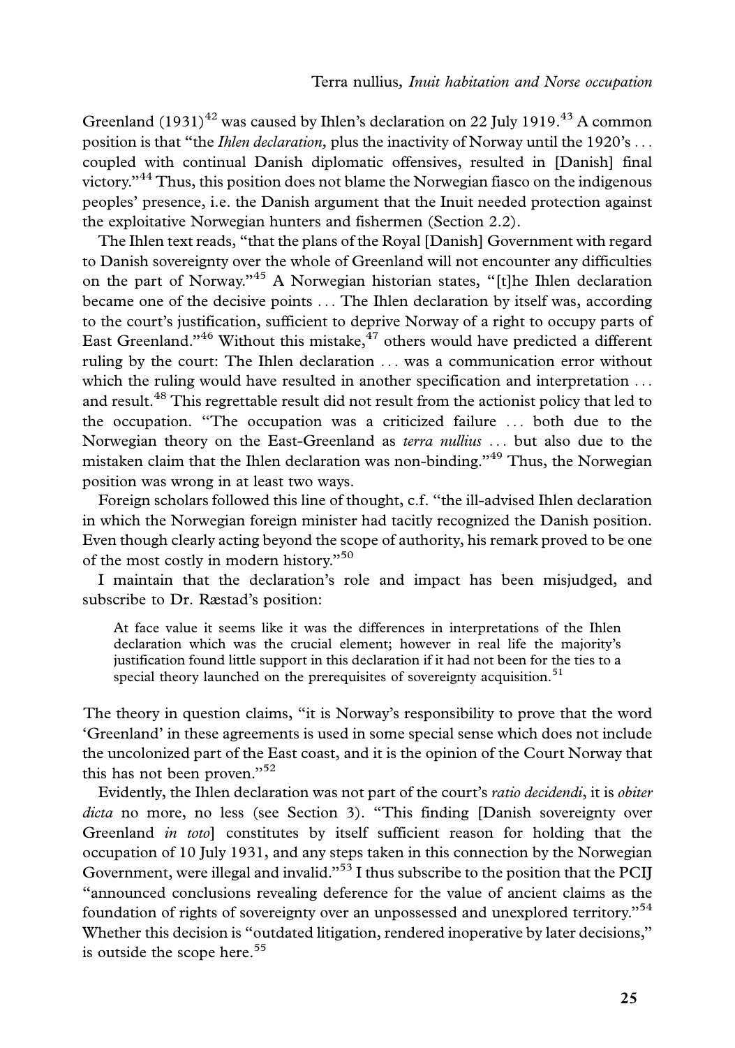Greenland (1931)[42] was caused by Ihlen's declaration on 22 July 1919.[43] A common position is that "the *Ihlen declaration,* plus the inactivity of Norway until the 1920's . . . coupled with continual Danish diplomatic offensives, resulted in [Danish] final victory."[44] Thus, this position does not blame the Norwegian fiasco on the indigenous peoples' presence, i.e. the Danish argument that the Inuit needed protection against the exploitative Norwegian hunters and fishermen (Section 2.2).

The Ihlen text reads, "that the plans of the Royal [Danish] Government with regard to Danish sovereignty over the whole of Greenland will not encounter any difficulties on the part of Norway."[45] A Norwegian historian states, "[t]he Ihlen declaration became one of the decisive points . . . The Ihlen declaration by itself was, according to the court's justification, sufficient to deprive Norway of a right to occupy parts of East Greenland."[46] Without this mistake,[47] others would have predicted a different ruling by the court: The Ihlen declaration . . . was a communication error without which the ruling would have resulted in another specification and interpretation . . . and result.[48] This regrettable result did not result from the actionist policy that led to the occupation. "The occupation was a criticized failure . . . both due to the Norwegian theory on the East-Greenland as *terra nullius* . . . but also due to the mistaken claim that the Ihlen declaration was non-binding."[49] Thus, the Norwegian position was wrong in at least two ways.

Foreign scholars followed this line of thought, c.f. "the ill-advised Ihlen declaration in which the Norwegian foreign minister had tacitly recognized the Danish position. Even though clearly acting beyond the scope of authority, his remark proved to be one of the most costly in modern history."[50]

I maintain that the declaration's role and impact has been misjudged, and subscribe to Dr. Ræstad's position:

> At face value it seems like it was the differences in interpretations of the Ihlen declaration which was the crucial element; however in real life the majority's justification found little support in this declaration if it had not been for the ties to a special theory launched on the prerequisites of sovereignty acquisition.[51]

The theory in question claims, "it is Norway's responsibility to prove that the word 'Greenland' in these agreements is used in some special sense which does not include the uncolonized part of the East coast, and it is the opinion of the Court Norway that this has not been proven."[52]

Evidently, the Ihlen declaration was not part of the court's *ratio decidendi*, it is *obiter dicta* no more, no less (see Section 3). "This finding [Danish sovereignty over Greenland *in toto*] constitutes by itself sufficient reason for holding that the occupation of 10 July 1931, and any steps taken in this connection by the Norwegian Government, were illegal and invalid."[53] I thus subscribe to the position that the PCIJ "announced conclusions revealing deference for the value of ancient claims as the foundation of rights of sovereignty over an unpossessed and unexplored territory."[54] Whether this decision is "outdated litigation, rendered inoperative by later decisions," is outside the scope here.[55]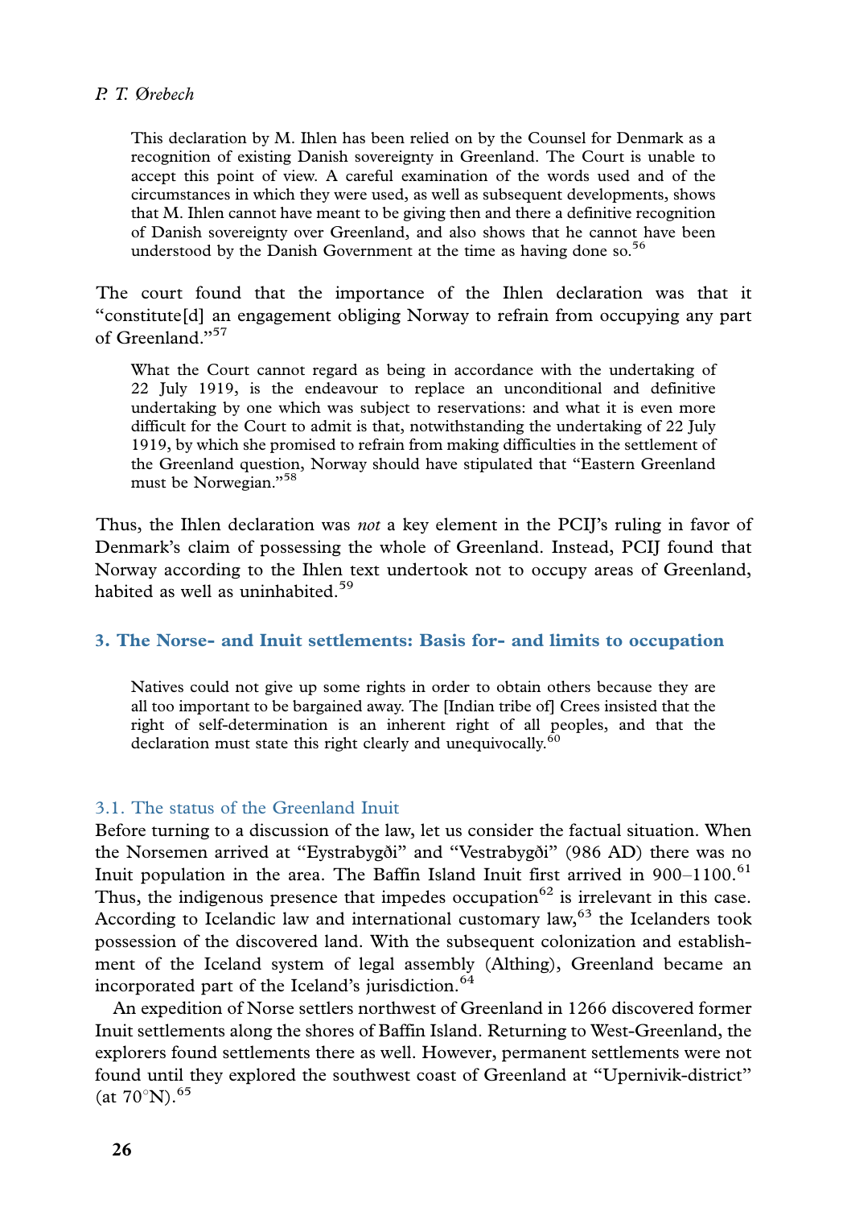> This declaration by M. Ihlen has been relied on by the Counsel for Denmark as a recognition of existing Danish sovereignty in Greenland. The Court is unable to accept this point of view. A careful examination of the words used and of the circumstances in which they were used, as well as subsequent developments, shows that M. Ihlen cannot have meant to be giving then and there a definitive recognition of Danish sovereignty over Greenland, and also shows that he cannot have been understood by the Danish Government at the time as having done so.[56]

The court found that the importance of the Ihlen declaration was that it "constitute[d] an engagement obliging Norway to refrain from occupying any part of Greenland."[57]

> What the Court cannot regard as being in accordance with the undertaking of 22 July 1919, is the endeavour to replace an unconditional and definitive undertaking by one which was subject to reservations: and what it is even more difficult for the Court to admit is that, notwithstanding the undertaking of 22 July 1919, by which she promised to refrain from making difficulties in the settlement of the Greenland question, Norway should have stipulated that "Eastern Greenland must be Norwegian."[58]

Thus, the Ihlen declaration was *not* a key element in the PCIJ's ruling in favor of Denmark's claim of possessing the whole of Greenland. Instead, PCIJ found that Norway according to the Ihlen text undertook not to occupy areas of Greenland, habited as well as uninhabited.[59]

## 3. The Norse- and Inuit settlements: Basis for- and limits to occupation

> Natives could not give up some rights in order to obtain others because they are all too important to be bargained away. The [Indian tribe of] Crees insisted that the right of self-determination is an inherent right of all peoples, and that the declaration must state this right clearly and unequivocally.[60]

### 3.1. The status of the Greenland Inuit

Before turning to a discussion of the law, let us consider the factual situation. When the Norsemen arrived at "Eystrabygði" and "Vestrabygði" (986 AD) there was no Inuit population in the area. The Baffin Island Inuit first arrived in 900–1100.[61] Thus, the indigenous presence that impedes occupation[62] is irrelevant in this case. According to Icelandic law and international customary law,[63] the Icelanders took possession of the discovered land. With the subsequent colonization and establishment of the Iceland system of legal assembly (Althing), Greenland became an incorporated part of the Iceland's jurisdiction.[64]

An expedition of Norse settlers northwest of Greenland in 1266 discovered former Inuit settlements along the shores of Baffin Island. Returning to West-Greenland, the explorers found settlements there as well. However, permanent settlements were not found until they explored the southwest coast of Greenland at "Upernivik-district" (at 70°N).[65]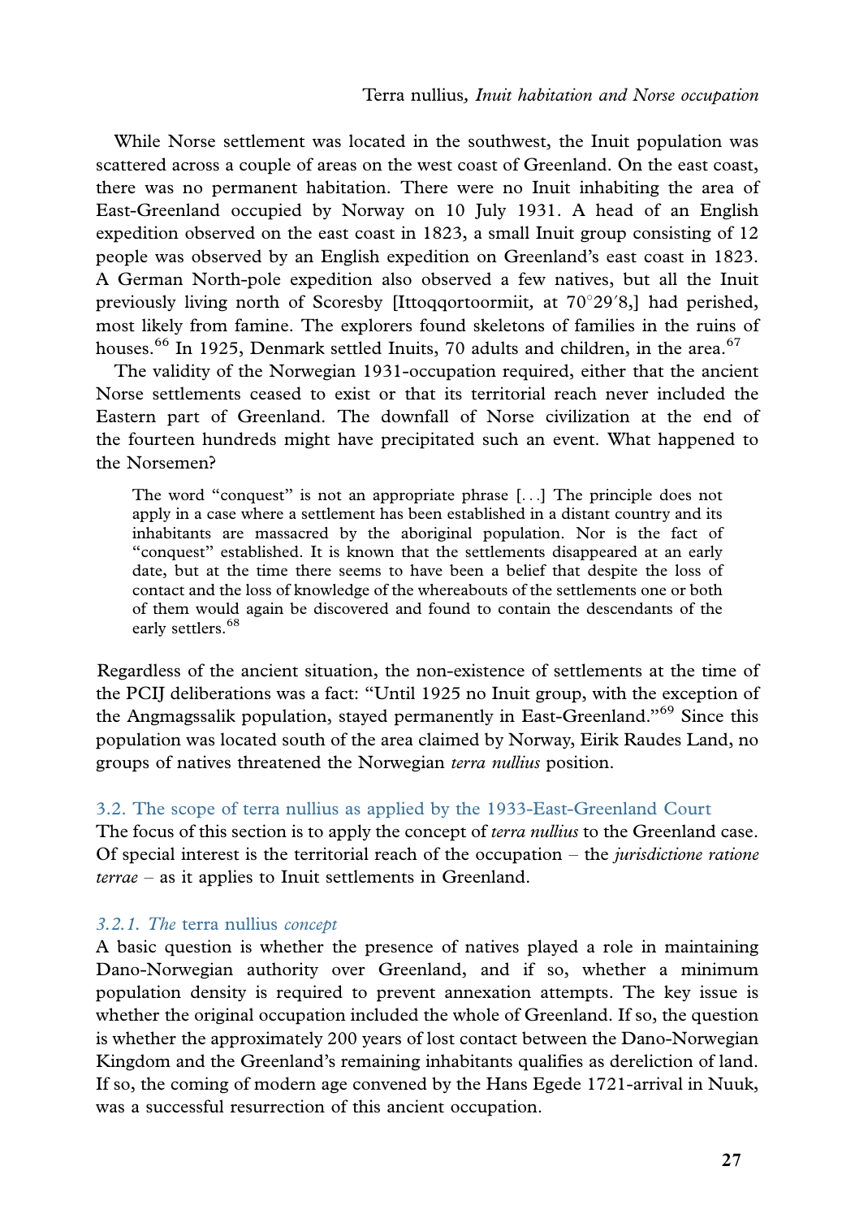While Norse settlement was located in the southwest, the Inuit population was scattered across a couple of areas on the west coast of Greenland. On the east coast, there was no permanent habitation. There were no Inuit inhabiting the area of East-Greenland occupied by Norway on 10 July 1931. A head of an English expedition observed on the east coast in 1823, a small Inuit group consisting of 12 people was observed by an English expedition on Greenland's east coast in 1823. A German North-pole expedition also observed a few natives, but all the Inuit previously living north of Scoresby [Ittoqqortoormiit, at 70°29′8,] had perished, most likely from famine. The explorers found skeletons of families in the ruins of houses.[66] In 1925, Denmark settled Inuits, 70 adults and children, in the area.[67]

The validity of the Norwegian 1931-occupation required, either that the ancient Norse settlements ceased to exist or that its territorial reach never included the Eastern part of Greenland. The downfall of Norse civilization at the end of the fourteen hundreds might have precipitated such an event. What happened to the Norsemen?

> The word "conquest" is not an appropriate phrase [...] The principle does not apply in a case where a settlement has been established in a distant country and its inhabitants are massacred by the aboriginal population. Nor is the fact of "conquest" established. It is known that the settlements disappeared at an early date, but at the time there seems to have been a belief that despite the loss of contact and the loss of knowledge of the whereabouts of the settlements one or both of them would again be discovered and found to contain the descendants of the early settlers.[68]

Regardless of the ancient situation, the non-existence of settlements at the time of the PCIJ deliberations was a fact: "Until 1925 no Inuit group, with the exception of the Angmagssalik population, stayed permanently in East-Greenland."[69] Since this population was located south of the area claimed by Norway, Eirik Raudes Land, no groups of natives threatened the Norwegian *terra nullius* position.

## 3.2. The scope of terra nullius as applied by the 1933-East-Greenland Court

The focus of this section is to apply the concept of *terra nullius* to the Greenland case. Of special interest is the territorial reach of the occupation – the *jurisdictione ratione terrae* – as it applies to Inuit settlements in Greenland.

### *3.2.1. The* terra nullius *concept*

A basic question is whether the presence of natives played a role in maintaining Dano-Norwegian authority over Greenland, and if so, whether a minimum population density is required to prevent annexation attempts. The key issue is whether the original occupation included the whole of Greenland. If so, the question is whether the approximately 200 years of lost contact between the Dano-Norwegian Kingdom and the Greenland's remaining inhabitants qualifies as dereliction of land. If so, the coming of modern age convened by the Hans Egede 1721-arrival in Nuuk, was a successful resurrection of this ancient occupation.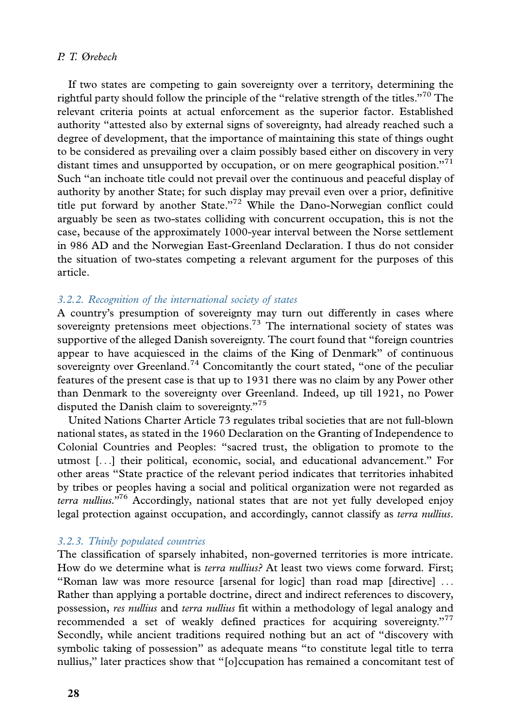If two states are competing to gain sovereignty over a territory, determining the rightful party should follow the principle of the "relative strength of the titles."[70] The relevant criteria points at actual enforcement as the superior factor. Established authority "attested also by external signs of sovereignty, had already reached such a degree of development, that the importance of maintaining this state of things ought to be considered as prevailing over a claim possibly based either on discovery in very distant times and unsupported by occupation, or on mere geographical position."[71] Such "an inchoate title could not prevail over the continuous and peaceful display of authority by another State; for such display may prevail even over a prior, definitive title put forward by another State."[72] While the Dano-Norwegian conflict could arguably be seen as two-states colliding with concurrent occupation, this is not the case, because of the approximately 1000-year interval between the Norse settlement in 986 AD and the Norwegian East-Greenland Declaration. I thus do not consider the situation of two-states competing a relevant argument for the purposes of this article.

### *3.2.2. Recognition of the international society of states*

A country's presumption of sovereignty may turn out differently in cases where sovereignty pretensions meet objections.[73] The international society of states was supportive of the alleged Danish sovereignty. The court found that "foreign countries appear to have acquiesced in the claims of the King of Denmark" of continuous sovereignty over Greenland.[74] Concomitantly the court stated, "one of the peculiar features of the present case is that up to 1931 there was no claim by any Power other than Denmark to the sovereignty over Greenland. Indeed, up till 1921, no Power disputed the Danish claim to sovereignty."[75]

United Nations Charter Article 73 regulates tribal societies that are not full-blown national states, as stated in the 1960 Declaration on the Granting of Independence to Colonial Countries and Peoples: "sacred trust, the obligation to promote to the utmost [...] their political, economic, social, and educational advancement." For other areas "State practice of the relevant period indicates that territories inhabited by tribes or peoples having a social and political organization were not regarded as *terra nullius*."[76] Accordingly, national states that are not yet fully developed enjoy legal protection against occupation, and accordingly, cannot classify as *terra nullius*.

### *3.2.3. Thinly populated countries*

The classification of sparsely inhabited, non-governed territories is more intricate. How do we determine what is *terra nullius?* At least two views come forward. First; "Roman law was more resource [arsenal for logic] than road map [directive] ... Rather than applying a portable doctrine, direct and indirect references to discovery, possession, *res nullius* and *terra nullius* fit within a methodology of legal analogy and recommended a set of weakly defined practices for acquiring sovereignty."[77] Secondly, while ancient traditions required nothing but an act of "discovery with symbolic taking of possession" as adequate means "to constitute legal title to terra nullius," later practices show that "[o]ccupation has remained a concomitant test of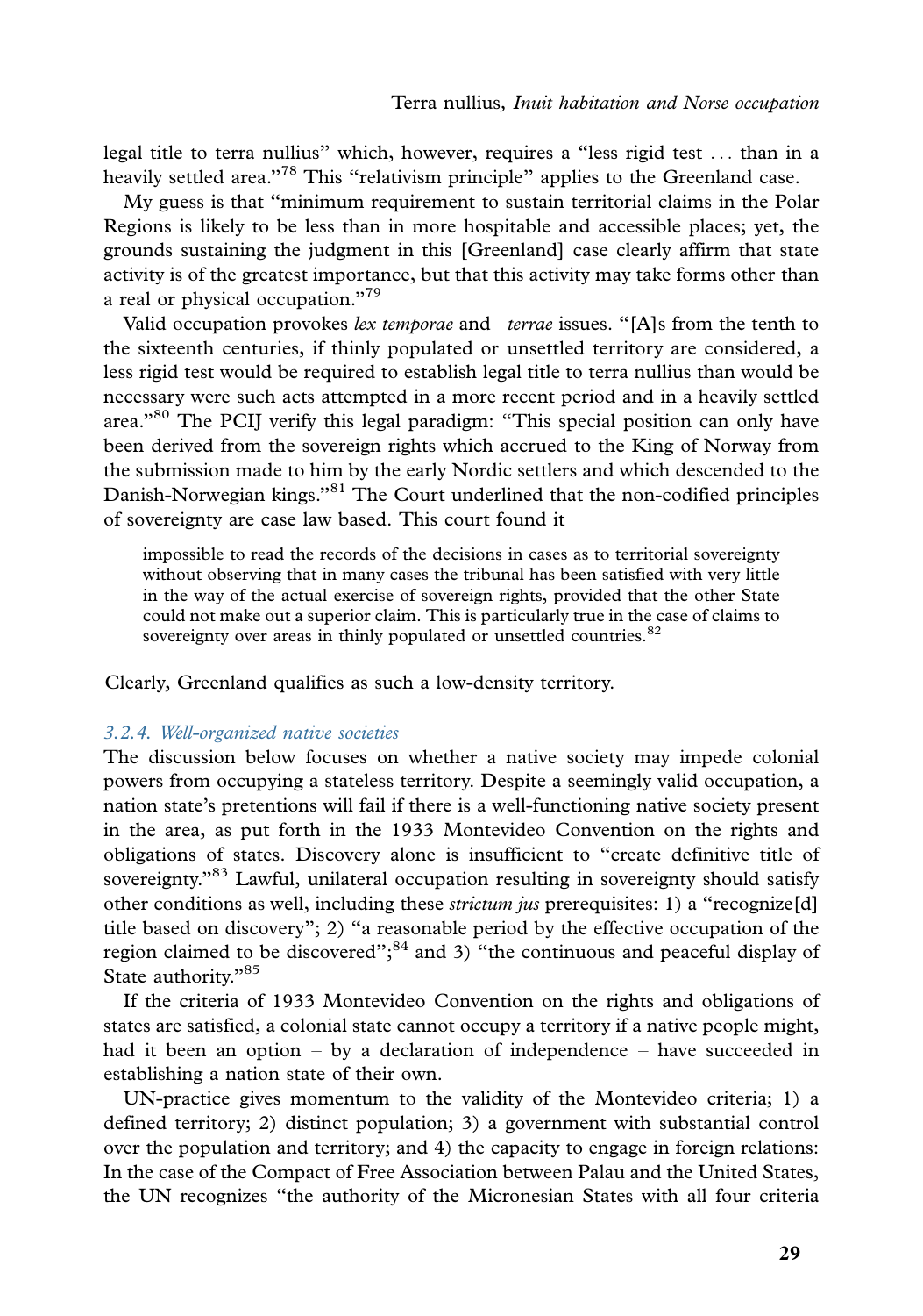legal title to terra nullius" which, however, requires a "less rigid test . . . than in a heavily settled area."[78] This "relativism principle" applies to the Greenland case.

My guess is that "minimum requirement to sustain territorial claims in the Polar Regions is likely to be less than in more hospitable and accessible places; yet, the grounds sustaining the judgment in this [Greenland] case clearly affirm that state activity is of the greatest importance, but that this activity may take forms other than a real or physical occupation."[79]

Valid occupation provokes *lex temporae* and *–terrae* issues. "[A]s from the tenth to the sixteenth centuries, if thinly populated or unsettled territory are considered, a less rigid test would be required to establish legal title to terra nullius than would be necessary were such acts attempted in a more recent period and in a heavily settled area."[80] The PCIJ verify this legal paradigm: "This special position can only have been derived from the sovereign rights which accrued to the King of Norway from the submission made to him by the early Nordic settlers and which descended to the Danish-Norwegian kings."[81] The Court underlined that the non-codified principles of sovereignty are case law based. This court found it

> impossible to read the records of the decisions in cases as to territorial sovereignty without observing that in many cases the tribunal has been satisfied with very little in the way of the actual exercise of sovereign rights, provided that the other State could not make out a superior claim. This is particularly true in the case of claims to sovereignty over areas in thinly populated or unsettled countries.[82]

Clearly, Greenland qualifies as such a low-density territory.

### *3.2.4. Well-organized native societies*

The discussion below focuses on whether a native society may impede colonial powers from occupying a stateless territory. Despite a seemingly valid occupation, a nation state's pretentions will fail if there is a well-functioning native society present in the area, as put forth in the 1933 Montevideo Convention on the rights and obligations of states. Discovery alone is insufficient to "create definitive title of sovereignty."[83] Lawful, unilateral occupation resulting in sovereignty should satisfy other conditions as well, including these *strictum jus* prerequisites: 1) a "recognize[d] title based on discovery"; 2) "a reasonable period by the effective occupation of the region claimed to be discovered";[84] and 3) "the continuous and peaceful display of State authority."[85]

If the criteria of 1933 Montevideo Convention on the rights and obligations of states are satisfied, a colonial state cannot occupy a territory if a native people might, had it been an option – by a declaration of independence – have succeeded in establishing a nation state of their own.

UN-practice gives momentum to the validity of the Montevideo criteria; 1) a defined territory; 2) distinct population; 3) a government with substantial control over the population and territory; and 4) the capacity to engage in foreign relations: In the case of the Compact of Free Association between Palau and the United States, the UN recognizes "the authority of the Micronesian States with all four criteria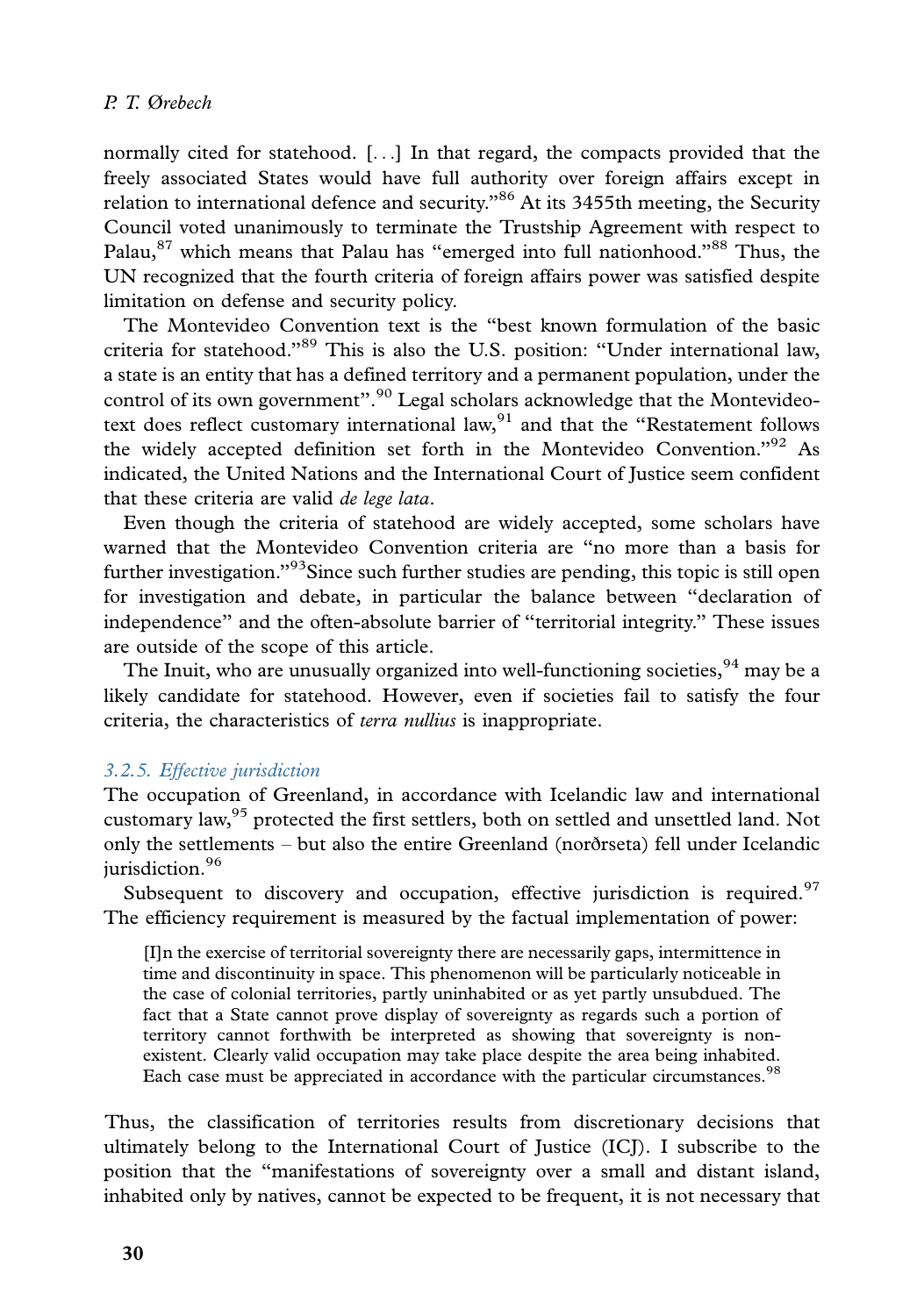normally cited for statehood. [...] In that regard, the compacts provided that the freely associated States would have full authority over foreign affairs except in relation to international defence and security."[86] At its 3455th meeting, the Security Council voted unanimously to terminate the Trustship Agreement with respect to Palau,[87] which means that Palau has "emerged into full nationhood."[88] Thus, the UN recognized that the fourth criteria of foreign affairs power was satisfied despite limitation on defense and security policy.

The Montevideo Convention text is the "best known formulation of the basic criteria for statehood."[89] This is also the U.S. position: "Under international law, a state is an entity that has a defined territory and a permanent population, under the control of its own government".[90] Legal scholars acknowledge that the Montevideo-text does reflect customary international law,[91] and that the "Restatement follows the widely accepted definition set forth in the Montevideo Convention."[92] As indicated, the United Nations and the International Court of Justice seem confident that these criteria are valid *de lege lata*.

Even though the criteria of statehood are widely accepted, some scholars have warned that the Montevideo Convention criteria are "no more than a basis for further investigation."[93]Since such further studies are pending, this topic is still open for investigation and debate, in particular the balance between "declaration of independence" and the often-absolute barrier of "territorial integrity." These issues are outside of the scope of this article.

The Inuit, who are unusually organized into well-functioning societies,[94] may be a likely candidate for statehood. However, even if societies fail to satisfy the four criteria, the characteristics of *terra nullius* is inappropriate.

### *3.2.5. Effective jurisdiction*

The occupation of Greenland, in accordance with Icelandic law and international customary law,[95] protected the first settlers, both on settled and unsettled land. Not only the settlements – but also the entire Greenland (norðrseta) fell under Icelandic jurisdiction.[96]

Subsequent to discovery and occupation, effective jurisdiction is required.[97] The efficiency requirement is measured by the factual implementation of power:

> [I]n the exercise of territorial sovereignty there are necessarily gaps, intermittence in time and discontinuity in space. This phenomenon will be particularly noticeable in the case of colonial territories, partly uninhabited or as yet partly unsubdued. The fact that a State cannot prove display of sovereignty as regards such a portion of territory cannot forthwith be interpreted as showing that sovereignty is non-existent. Clearly valid occupation may take place despite the area being inhabited. Each case must be appreciated in accordance with the particular circumstances.[98]

Thus, the classification of territories results from discretionary decisions that ultimately belong to the International Court of Justice (ICJ). I subscribe to the position that the "manifestations of sovereignty over a small and distant island, inhabited only by natives, cannot be expected to be frequent, it is not necessary that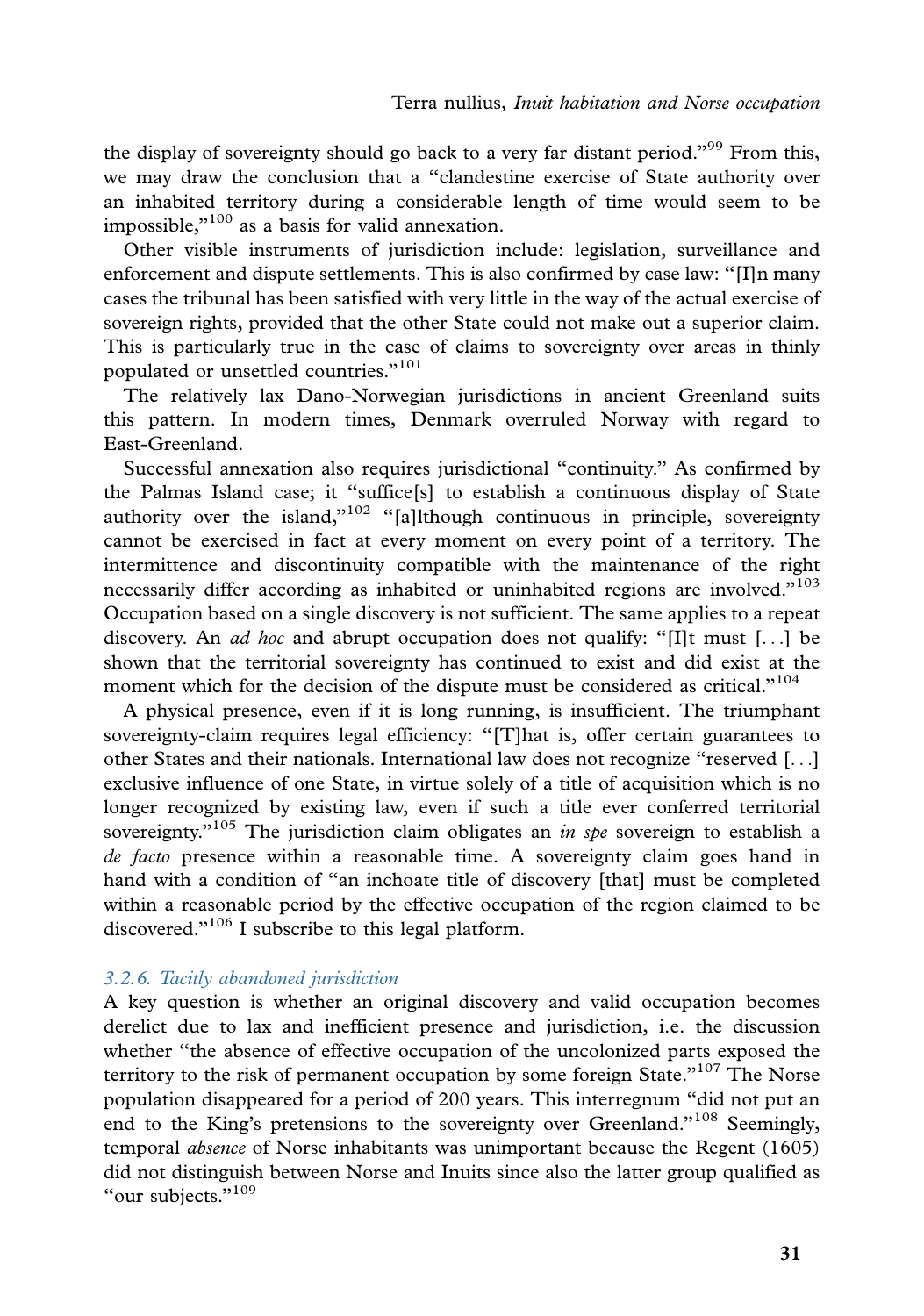the display of sovereignty should go back to a very far distant period."[99] From this, we may draw the conclusion that a "clandestine exercise of State authority over an inhabited territory during a considerable length of time would seem to be impossible,"[100] as a basis for valid annexation.

Other visible instruments of jurisdiction include: legislation, surveillance and enforcement and dispute settlements. This is also confirmed by case law: "[I]n many cases the tribunal has been satisfied with very little in the way of the actual exercise of sovereign rights, provided that the other State could not make out a superior claim. This is particularly true in the case of claims to sovereignty over areas in thinly populated or unsettled countries."[101]

The relatively lax Dano-Norwegian jurisdictions in ancient Greenland suits this pattern. In modern times, Denmark overruled Norway with regard to East-Greenland.

Successful annexation also requires jurisdictional "continuity." As confirmed by the Palmas Island case; it "suffice[s] to establish a continuous display of State authority over the island,"[102] "[a]lthough continuous in principle, sovereignty cannot be exercised in fact at every moment on every point of a territory. The intermittence and discontinuity compatible with the maintenance of the right necessarily differ according as inhabited or uninhabited regions are involved."[103] Occupation based on a single discovery is not sufficient. The same applies to a repeat discovery. An *ad hoc* and abrupt occupation does not qualify: "[I]t must [...] be shown that the territorial sovereignty has continued to exist and did exist at the moment which for the decision of the dispute must be considered as critical."[104]

A physical presence, even if it is long running, is insufficient. The triumphant sovereignty-claim requires legal efficiency: "[T]hat is, offer certain guarantees to other States and their nationals. International law does not recognize "reserved [...] exclusive influence of one State, in virtue solely of a title of acquisition which is no longer recognized by existing law, even if such a title ever conferred territorial sovereignty."[105] The jurisdiction claim obligates an *in spe* sovereign to establish a *de facto* presence within a reasonable time. A sovereignty claim goes hand in hand with a condition of "an inchoate title of discovery [that] must be completed within a reasonable period by the effective occupation of the region claimed to be discovered."[106] I subscribe to this legal platform.

### *3.2.6. Tacitly abandoned jurisdiction*

A key question is whether an original discovery and valid occupation becomes derelict due to lax and inefficient presence and jurisdiction, i.e. the discussion whether "the absence of effective occupation of the uncolonized parts exposed the territory to the risk of permanent occupation by some foreign State."[107] The Norse population disappeared for a period of 200 years. This interregnum "did not put an end to the King's pretensions to the sovereignty over Greenland."[108] Seemingly, temporal *absence* of Norse inhabitants was unimportant because the Regent (1605) did not distinguish between Norse and Inuits since also the latter group qualified as "our subjects."[109]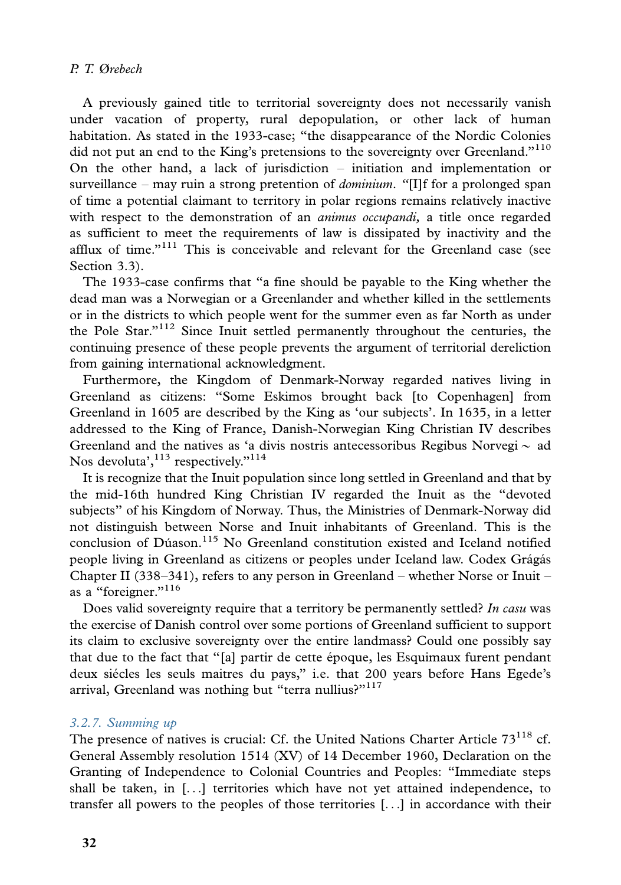A previously gained title to territorial sovereignty does not necessarily vanish under vacation of property, rural depopulation, or other lack of human habitation. As stated in the 1933-case; "the disappearance of the Nordic Colonies did not put an end to the King's pretensions to the sovereignty over Greenland."[110] On the other hand, a lack of jurisdiction – initiation and implementation or surveillance – may ruin a strong pretention of *dominium*. "[I]f for a prolonged span of time a potential claimant to territory in polar regions remains relatively inactive with respect to the demonstration of an *animus occupandi*, a title once regarded as sufficient to meet the requirements of law is dissipated by inactivity and the afflux of time."[111] This is conceivable and relevant for the Greenland case (see Section 3.3).

The 1933-case confirms that "a fine should be payable to the King whether the dead man was a Norwegian or a Greenlander and whether killed in the settlements or in the districts to which people went for the summer even as far North as under the Pole Star."[112] Since Inuit settled permanently throughout the centuries, the continuing presence of these people prevents the argument of territorial dereliction from gaining international acknowledgment.

Furthermore, the Kingdom of Denmark-Norway regarded natives living in Greenland as citizens: "Some Eskimos brought back [to Copenhagen] from Greenland in 1605 are described by the King as 'our subjects'. In 1635, in a letter addressed to the King of France, Danish-Norwegian King Christian IV describes Greenland and the natives as 'a divis nostris antecessoribus Regibus Norvegi ∼ ad Nos devoluta',[113] respectively."[114]

It is recognize that the Inuit population since long settled in Greenland and that by the mid-16th hundred King Christian IV regarded the Inuit as the "devoted subjects" of his Kingdom of Norway. Thus, the Ministries of Denmark-Norway did not distinguish between Norse and Inuit inhabitants of Greenland. This is the conclusion of Dúason.[115] No Greenland constitution existed and Iceland notified people living in Greenland as citizens or peoples under Iceland law. Codex Grágás Chapter II (338–341), refers to any person in Greenland – whether Norse or Inuit – as a "foreigner."[116]

Does valid sovereignty require that a territory be permanently settled? *In casu* was the exercise of Danish control over some portions of Greenland sufficient to support its claim to exclusive sovereignty over the entire landmass? Could one possibly say that due to the fact that "[a] partir de cette époque, les Esquimaux furent pendant deux siécles les seuls maitres du pays," i.e. that 200 years before Hans Egede's arrival, Greenland was nothing but "terra nullius?"[117]

### 3.2.7. Summing up

The presence of natives is crucial: Cf. the United Nations Charter Article 73[118] cf. General Assembly resolution 1514 (XV) of 14 December 1960, Declaration on the Granting of Independence to Colonial Countries and Peoples: "Immediate steps shall be taken, in [...] territories which have not yet attained independence, to transfer all powers to the peoples of those territories [...] in accordance with their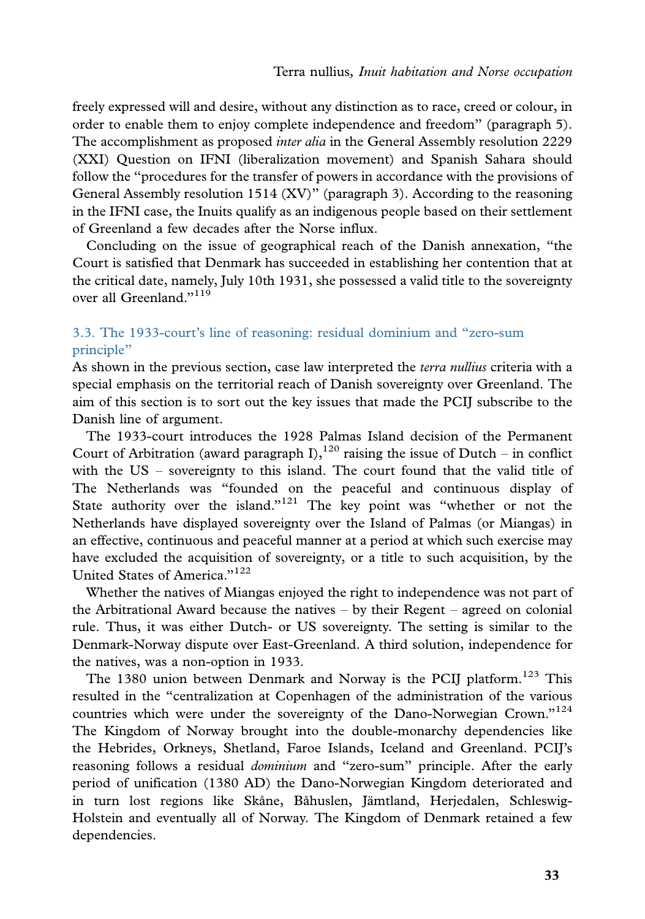freely expressed will and desire, without any distinction as to race, creed or colour, in order to enable them to enjoy complete independence and freedom" (paragraph 5). The accomplishment as proposed *inter alia* in the General Assembly resolution 2229 (XXI) Question on IFNI (liberalization movement) and Spanish Sahara should follow the "procedures for the transfer of powers in accordance with the provisions of General Assembly resolution 1514 (XV)" (paragraph 3). According to the reasoning in the IFNI case, the Inuits qualify as an indigenous people based on their settlement of Greenland a few decades after the Norse influx.

Concluding on the issue of geographical reach of the Danish annexation, "the Court is satisfied that Denmark has succeeded in establishing her contention that at the critical date, namely, July 10th 1931, she possessed a valid title to the sovereignty over all Greenland."[119]

### 3.3. The 1933-court's line of reasoning: residual dominium and "zero-sum principle"

As shown in the previous section, case law interpreted the *terra nullius* criteria with a special emphasis on the territorial reach of Danish sovereignty over Greenland. The aim of this section is to sort out the key issues that made the PCIJ subscribe to the Danish line of argument.

The 1933-court introduces the 1928 Palmas Island decision of the Permanent Court of Arbitration (award paragraph I),[120] raising the issue of Dutch – in conflict with the US – sovereignty to this island. The court found that the valid title of The Netherlands was "founded on the peaceful and continuous display of State authority over the island."[121] The key point was "whether or not the Netherlands have displayed sovereignty over the Island of Palmas (or Miangas) in an effective, continuous and peaceful manner at a period at which such exercise may have excluded the acquisition of sovereignty, or a title to such acquisition, by the United States of America."[122]

Whether the natives of Miangas enjoyed the right to independence was not part of the Arbitrational Award because the natives – by their Regent – agreed on colonial rule. Thus, it was either Dutch- or US sovereignty. The setting is similar to the Denmark-Norway dispute over East-Greenland. A third solution, independence for the natives, was a non-option in 1933.

The 1380 union between Denmark and Norway is the PCIJ platform.[123] This resulted in the "centralization at Copenhagen of the administration of the various countries which were under the sovereignty of the Dano-Norwegian Crown."[124] The Kingdom of Norway brought into the double-monarchy dependencies like the Hebrides, Orkneys, Shetland, Faroe Islands, Iceland and Greenland. PCIJ's reasoning follows a residual *dominium* and "zero-sum" principle. After the early period of unification (1380 AD) the Dano-Norwegian Kingdom deteriorated and in turn lost regions like Skåne, Båhuslen, Jämtland, Herjedalen, Schleswig-Holstein and eventually all of Norway. The Kingdom of Denmark retained a few dependencies.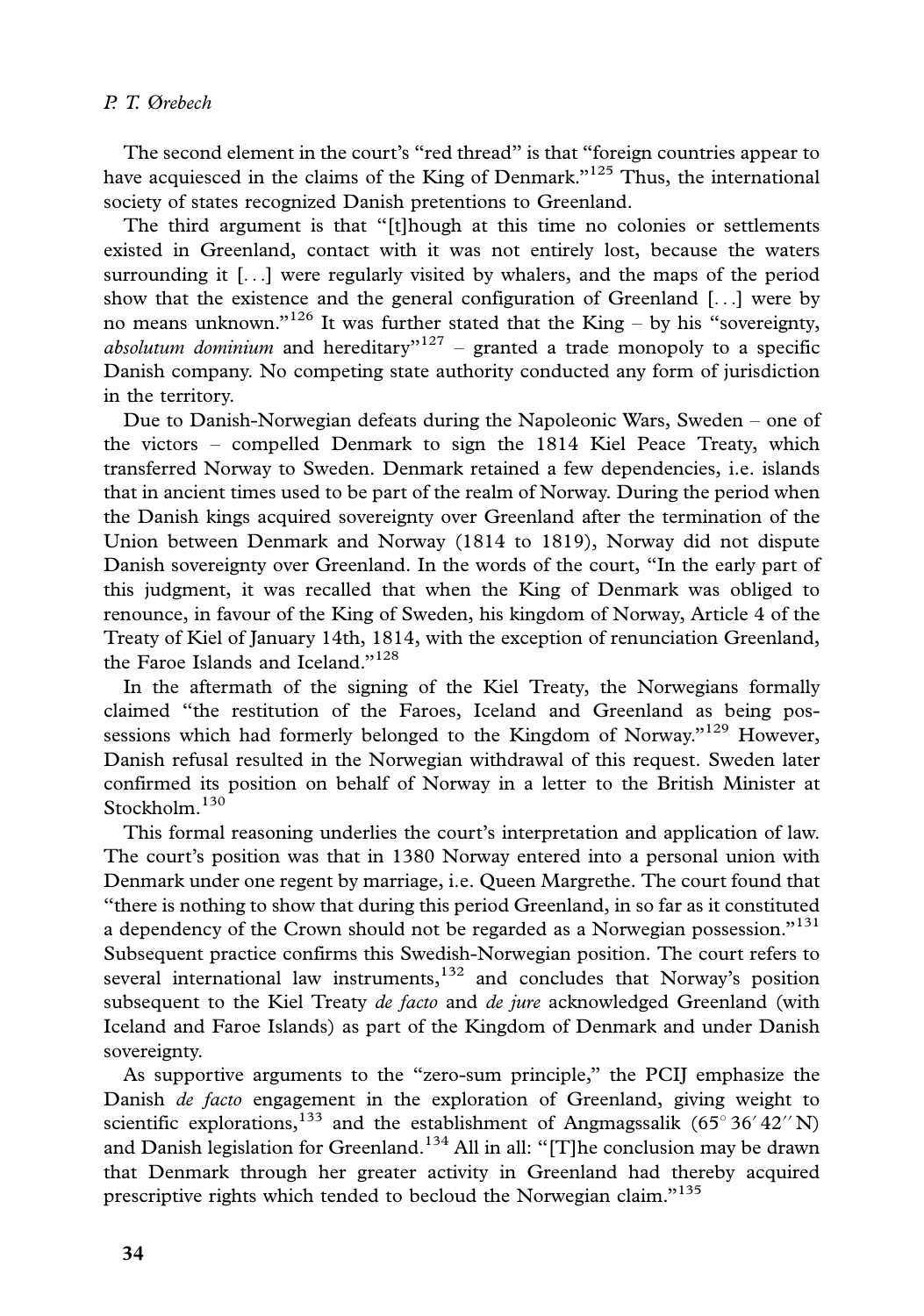The second element in the court's "red thread" is that "foreign countries appear to have acquiesced in the claims of the King of Denmark."[125] Thus, the international society of states recognized Danish pretentions to Greenland.

The third argument is that "[t]hough at this time no colonies or settlements existed in Greenland, contact with it was not entirely lost, because the waters surrounding it [...] were regularly visited by whalers, and the maps of the period show that the existence and the general configuration of Greenland [...] were by no means unknown."[126] It was further stated that the King – by his "sovereignty, *absolutum dominium* and hereditary"[127] – granted a trade monopoly to a specific Danish company. No competing state authority conducted any form of jurisdiction in the territory.

Due to Danish-Norwegian defeats during the Napoleonic Wars, Sweden – one of the victors – compelled Denmark to sign the 1814 Kiel Peace Treaty, which transferred Norway to Sweden. Denmark retained a few dependencies, i.e. islands that in ancient times used to be part of the realm of Norway. During the period when the Danish kings acquired sovereignty over Greenland after the termination of the Union between Denmark and Norway (1814 to 1819), Norway did not dispute Danish sovereignty over Greenland. In the words of the court, "In the early part of this judgment, it was recalled that when the King of Denmark was obliged to renounce, in favour of the King of Sweden, his kingdom of Norway, Article 4 of the Treaty of Kiel of January 14th, 1814, with the exception of renunciation Greenland, the Faroe Islands and Iceland."[128]

In the aftermath of the signing of the Kiel Treaty, the Norwegians formally claimed "the restitution of the Faroes, Iceland and Greenland as being possessions which had formerly belonged to the Kingdom of Norway."[129] However, Danish refusal resulted in the Norwegian withdrawal of this request. Sweden later confirmed its position on behalf of Norway in a letter to the British Minister at Stockholm.[130]

This formal reasoning underlies the court's interpretation and application of law. The court's position was that in 1380 Norway entered into a personal union with Denmark under one regent by marriage, i.e. Queen Margrethe. The court found that "there is nothing to show that during this period Greenland, in so far as it constituted a dependency of the Crown should not be regarded as a Norwegian possession."[131] Subsequent practice confirms this Swedish-Norwegian position. The court refers to several international law instruments,[132] and concludes that Norway's position subsequent to the Kiel Treaty *de facto* and *de jure* acknowledged Greenland (with Iceland and Faroe Islands) as part of the Kingdom of Denmark and under Danish sovereignty.

As supportive arguments to the "zero-sum principle," the PCIJ emphasize the Danish *de facto* engagement in the exploration of Greenland, giving weight to scientific explorations,[133] and the establishment of Angmagssalik (65° 36′ 42″ N) and Danish legislation for Greenland.[134] All in all: "[T]he conclusion may be drawn that Denmark through her greater activity in Greenland had thereby acquired prescriptive rights which tended to becloud the Norwegian claim."[135]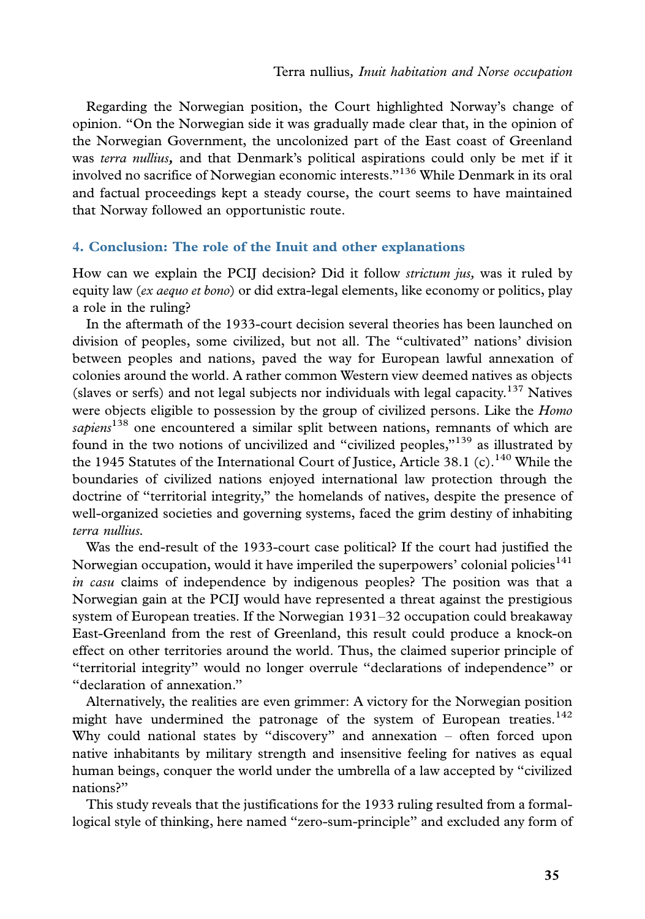Regarding the Norwegian position, the Court highlighted Norway's change of opinion. "On the Norwegian side it was gradually made clear that, in the opinion of the Norwegian Government, the uncolonized part of the East coast of Greenland was *terra nullius,* and that Denmark's political aspirations could only be met if it involved no sacrifice of Norwegian economic interests."[136] While Denmark in its oral and factual proceedings kept a steady course, the court seems to have maintained that Norway followed an opportunistic route.

## 4. Conclusion: The role of the Inuit and other explanations

How can we explain the PCIJ decision? Did it follow *strictum jus,* was it ruled by equity law (*ex aequo et bono*) or did extra-legal elements, like economy or politics, play a role in the ruling?

In the aftermath of the 1933-court decision several theories has been launched on division of peoples, some civilized, but not all. The "cultivated" nations' division between peoples and nations, paved the way for European lawful annexation of colonies around the world. A rather common Western view deemed natives as objects (slaves or serfs) and not legal subjects nor individuals with legal capacity.[137] Natives were objects eligible to possession by the group of civilized persons. Like the *Homo sapiens*[138] one encountered a similar split between nations, remnants of which are found in the two notions of uncivilized and "civilized peoples,"[139] as illustrated by the 1945 Statutes of the International Court of Justice, Article 38.1 (c).[140] While the boundaries of civilized nations enjoyed international law protection through the doctrine of "territorial integrity," the homelands of natives, despite the presence of well-organized societies and governing systems, faced the grim destiny of inhabiting *terra nullius.*

Was the end-result of the 1933-court case political? If the court had justified the Norwegian occupation, would it have imperiled the superpowers' colonial policies[141] *in casu* claims of independence by indigenous peoples? The position was that a Norwegian gain at the PCIJ would have represented a threat against the prestigious system of European treaties. If the Norwegian 1931–32 occupation could breakaway East-Greenland from the rest of Greenland, this result could produce a knock-on effect on other territories around the world. Thus, the claimed superior principle of "territorial integrity" would no longer overrule "declarations of independence" or "declaration of annexation."

Alternatively, the realities are even grimmer: A victory for the Norwegian position might have undermined the patronage of the system of European treaties.[142] Why could national states by "discovery" and annexation – often forced upon native inhabitants by military strength and insensitive feeling for natives as equal human beings, conquer the world under the umbrella of a law accepted by "civilized nations?"

This study reveals that the justifications for the 1933 ruling resulted from a formal-logical style of thinking, here named "zero-sum-principle" and excluded any form of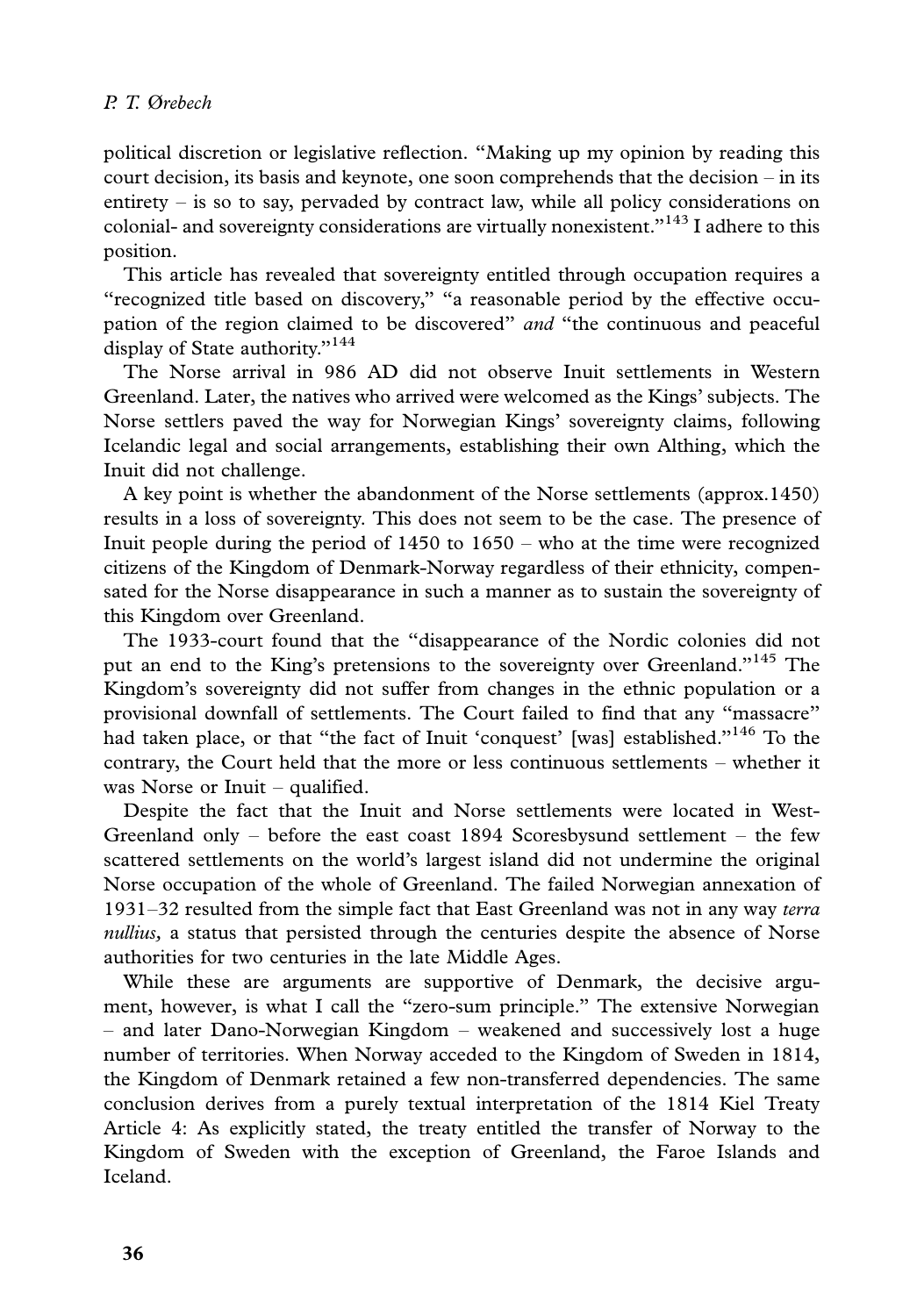political discretion or legislative reflection. "Making up my opinion by reading this court decision, its basis and keynote, one soon comprehends that the decision – in its entirety – is so to say, pervaded by contract law, while all policy considerations on colonial- and sovereignty considerations are virtually nonexistent."[143] I adhere to this position.

This article has revealed that sovereignty entitled through occupation requires a "recognized title based on discovery," "a reasonable period by the effective occupation of the region claimed to be discovered" *and* "the continuous and peaceful display of State authority."[144]

The Norse arrival in 986 AD did not observe Inuit settlements in Western Greenland. Later, the natives who arrived were welcomed as the Kings' subjects. The Norse settlers paved the way for Norwegian Kings' sovereignty claims, following Icelandic legal and social arrangements, establishing their own Althing, which the Inuit did not challenge.

A key point is whether the abandonment of the Norse settlements (approx.1450) results in a loss of sovereignty. This does not seem to be the case. The presence of Inuit people during the period of 1450 to 1650 – who at the time were recognized citizens of the Kingdom of Denmark-Norway regardless of their ethnicity, compensated for the Norse disappearance in such a manner as to sustain the sovereignty of this Kingdom over Greenland.

The 1933-court found that the "disappearance of the Nordic colonies did not put an end to the King's pretensions to the sovereignty over Greenland."[145] The Kingdom's sovereignty did not suffer from changes in the ethnic population or a provisional downfall of settlements. The Court failed to find that any "massacre" had taken place, or that "the fact of Inuit 'conquest' [was] established."[146] To the contrary, the Court held that the more or less continuous settlements – whether it was Norse or Inuit – qualified.

Despite the fact that the Inuit and Norse settlements were located in West-Greenland only – before the east coast 1894 Scoresbysund settlement – the few scattered settlements on the world's largest island did not undermine the original Norse occupation of the whole of Greenland. The failed Norwegian annexation of 1931–32 resulted from the simple fact that East Greenland was not in any way *terra nullius,* a status that persisted through the centuries despite the absence of Norse authorities for two centuries in the late Middle Ages.

While these are arguments are supportive of Denmark, the decisive argument, however, is what I call the "zero-sum principle." The extensive Norwegian – and later Dano-Norwegian Kingdom – weakened and successively lost a huge number of territories. When Norway acceded to the Kingdom of Sweden in 1814, the Kingdom of Denmark retained a few non-transferred dependencies. The same conclusion derives from a purely textual interpretation of the 1814 Kiel Treaty Article 4: As explicitly stated, the treaty entitled the transfer of Norway to the Kingdom of Sweden with the exception of Greenland, the Faroe Islands and Iceland.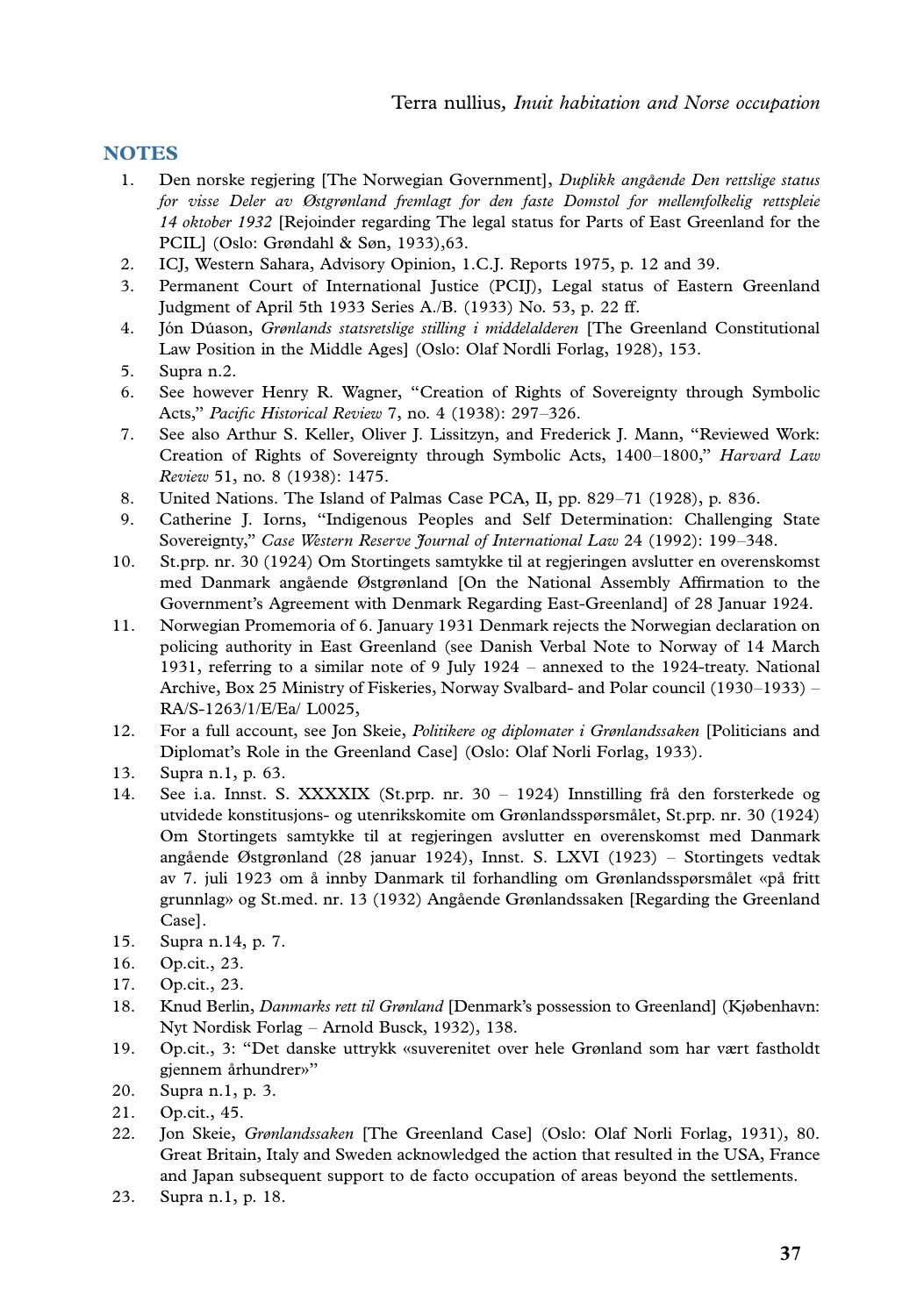## NOTES

1. Den norske regjering [The Norwegian Government], *Duplikk angående Den rettslige status for visse Deler av Østgrønland fremlagt for den faste Domstol for mellemfolkelig rettspleie 14 oktober 1932* [Rejoinder regarding The legal status for Parts of East Greenland for the PCIL] (Oslo: Grøndahl & Søn, 1933),63.
2. ICJ, Western Sahara, Advisory Opinion, 1.C.J. Reports 1975, p. 12 and 39.
3. Permanent Court of International Justice (PCIJ), Legal status of Eastern Greenland Judgment of April 5th 1933 Series A./B. (1933) No. 53, p. 22 ff.
4. Jón Dúason, *Grønlands statsretslige stilling i middelalderen* [The Greenland Constitutional Law Position in the Middle Ages] (Oslo: Olaf Nordli Forlag, 1928), 153.
5. Supra n.2.
6. See however Henry R. Wagner, "Creation of Rights of Sovereignty through Symbolic Acts," *Pacific Historical Review* 7, no. 4 (1938): 297–326.
7. See also Arthur S. Keller, Oliver J. Lissitzyn, and Frederick J. Mann, "Reviewed Work: Creation of Rights of Sovereignty through Symbolic Acts, 1400–1800," *Harvard Law Review* 51, no. 8 (1938): 1475.
8. United Nations. The Island of Palmas Case PCA, II, pp. 829–71 (1928), p. 836.
9. Catherine J. Iorns, "Indigenous Peoples and Self Determination: Challenging State Sovereignty," *Case Western Reserve Journal of International Law* 24 (1992): 199–348.
10. St.prp. nr. 30 (1924) Om Stortingets samtykke til at regjeringen avslutter en overenskomst med Danmark angående Østgrønland [On the National Assembly Affirmation to the Government's Agreement with Denmark Regarding East-Greenland] of 28 Januar 1924.
11. Norwegian Promemoria of 6. January 1931 Denmark rejects the Norwegian declaration on policing authority in East Greenland (see Danish Verbal Note to Norway of 14 March 1931, referring to a similar note of 9 July 1924 – annexed to the 1924-treaty. National Archive, Box 25 Ministry of Fiskeries, Norway Svalbard- and Polar council (1930–1933) – RA/S-1263/1/E/Ea/ L0025,
12. For a full account, see Jon Skeie, *Politikere og diplomater i Grønlandssaken* [Politicians and Diplomat's Role in the Greenland Case] (Oslo: Olaf Norli Forlag, 1933).
13. Supra n.1, p. 63.
14. See i.a. Innst. S. XXXXIX (St.prp. nr. 30 – 1924) Innstilling frå den forsterkede og utvidede konstitusjons- og utenrikskomite om Grønlandsspørsmålet, St.prp. nr. 30 (1924) Om Stortingets samtykke til at regjeringen avslutter en overenskomst med Danmark angående Østgrønland (28 januar 1924), Innst. S. LXVI (1923) – Stortingets vedtak av 7. juli 1923 om å innby Danmark til forhandling om Grønlandsspørsmålet «på fritt grunnlag» og St.med. nr. 13 (1932) Angående Grønlandssaken [Regarding the Greenland Case].
15. Supra n.14, p. 7.
16. Op.cit., 23.
17. Op.cit., 23.
18. Knud Berlin, *Danmarks rett til Grønland* [Denmark's possession to Greenland] (Kjøbenhavn: Nyt Nordisk Forlag – Arnold Busck, 1932), 138.
19. Op.cit., 3: "Det danske uttrykk «suverenitet over hele Grønland som har vært fastholdt gjennem århundrer»"
20. Supra n.1, p. 3.
21. Op.cit., 45.
22. Jon Skeie, *Grønlandssaken* [The Greenland Case] (Oslo: Olaf Norli Forlag, 1931), 80. Great Britain, Italy and Sweden acknowledged the action that resulted in the USA, France and Japan subsequent support to de facto occupation of areas beyond the settlements.
23. Supra n.1, p. 18.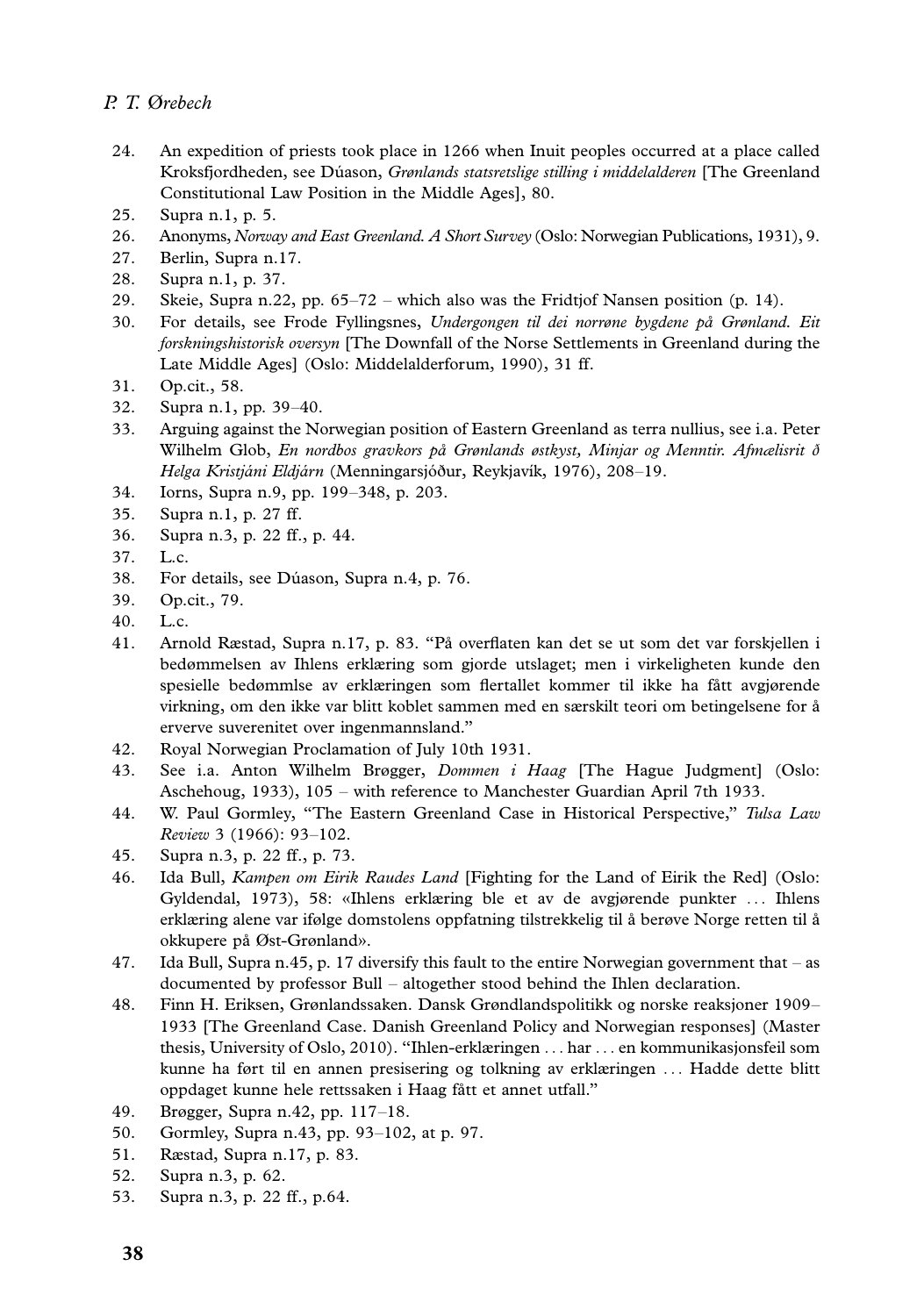24. An expedition of priests took place in 1266 when Inuit peoples occurred at a place called Kroksfjordheden, see Dúason, *Grønlands statsretslige stilling i middelalderen* [The Greenland Constitutional Law Position in the Middle Ages], 80.
25. Supra n.1, p. 5.
26. Anonyms, *Norway and East Greenland. A Short Survey* (Oslo: Norwegian Publications, 1931), 9.
27. Berlin, Supra n.17.
28. Supra n.1, p. 37.
29. Skeie, Supra n.22, pp. 65–72 – which also was the Fridtjof Nansen position (p. 14).
30. For details, see Frode Fyllingsnes, *Undergongen til dei norrøne bygdene på Grønland. Eit forskningshistorisk oversyn* [The Downfall of the Norse Settlements in Greenland during the Late Middle Ages] (Oslo: Middelalderforum, 1990), 31 ff.
31. Op.cit., 58.
32. Supra n.1, pp. 39–40.
33. Arguing against the Norwegian position of Eastern Greenland as terra nullius, see i.a. Peter Wilhelm Glob, *En nordbos gravkors på Grønlands østkyst, Minjar og Menntir. Afmælisrit ð Helga Kristjáni Eldjárn* (Menningarsjóður, Reykjavík, 1976), 208–19.
34. Iorns, Supra n.9, pp. 199–348, p. 203.
35. Supra n.1, p. 27 ff.
36. Supra n.3, p. 22 ff., p. 44.
37. L.c.
38. For details, see Dúason, Supra n.4, p. 76.
39. Op.cit., 79.
40. L.c.
41. Arnold Ræstad, Supra n.17, p. 83. "På overflaten kan det se ut som det var forskjellen i bedømmelsen av Ihlens erklæring som gjorde utslaget; men i virkeligheten kunde den spesielle bedømmlse av erklæringen som flertallet kommer til ikke ha fått avgjørende virkning, om den ikke var blitt koblet sammen med en særskilt teori om betingelsene for å erverve suverenitet over ingenmannsland."
42. Royal Norwegian Proclamation of July 10th 1931.
43. See i.a. Anton Wilhelm Brøgger, *Dommen i Haag* [The Hague Judgment] (Oslo: Aschehoug, 1933), 105 – with reference to Manchester Guardian April 7th 1933.
44. W. Paul Gormley, "The Eastern Greenland Case in Historical Perspective," *Tulsa Law Review* 3 (1966): 93–102.
45. Supra n.3, p. 22 ff., p. 73.
46. Ida Bull, *Kampen om Eirik Raudes Land* [Fighting for the Land of Eirik the Red] (Oslo: Gyldendal, 1973), 58: «Ihlens erklæring ble et av de avgjørende punkter ... Ihlens erklæring alene var ifølge domstolens oppfatning tilstrekkelig til å berøve Norge retten til å okkupere på Øst-Grønland».
47. Ida Bull, Supra n.45, p. 17 diversify this fault to the entire Norwegian government that – as documented by professor Bull – altogether stood behind the Ihlen declaration.
48. Finn H. Eriksen, Grønlandssaken. Dansk Grøndlandspolitikk og norske reaksjoner 1909–1933 [The Greenland Case. Danish Greenland Policy and Norwegian responses] (Master thesis, University of Oslo, 2010). "Ihlen-erklæringen ... har ... en kommunikasjonsfeil som kunne ha ført til en annen presisering og tolkning av erklæringen ... Hadde dette blitt oppdaget kunne hele rettssaken i Haag fått et annet utfall."
49. Brøgger, Supra n.42, pp. 117–18.
50. Gormley, Supra n.43, pp. 93–102, at p. 97.
51. Ræstad, Supra n.17, p. 83.
52. Supra n.3, p. 62.
53. Supra n.3, p. 22 ff., p.64.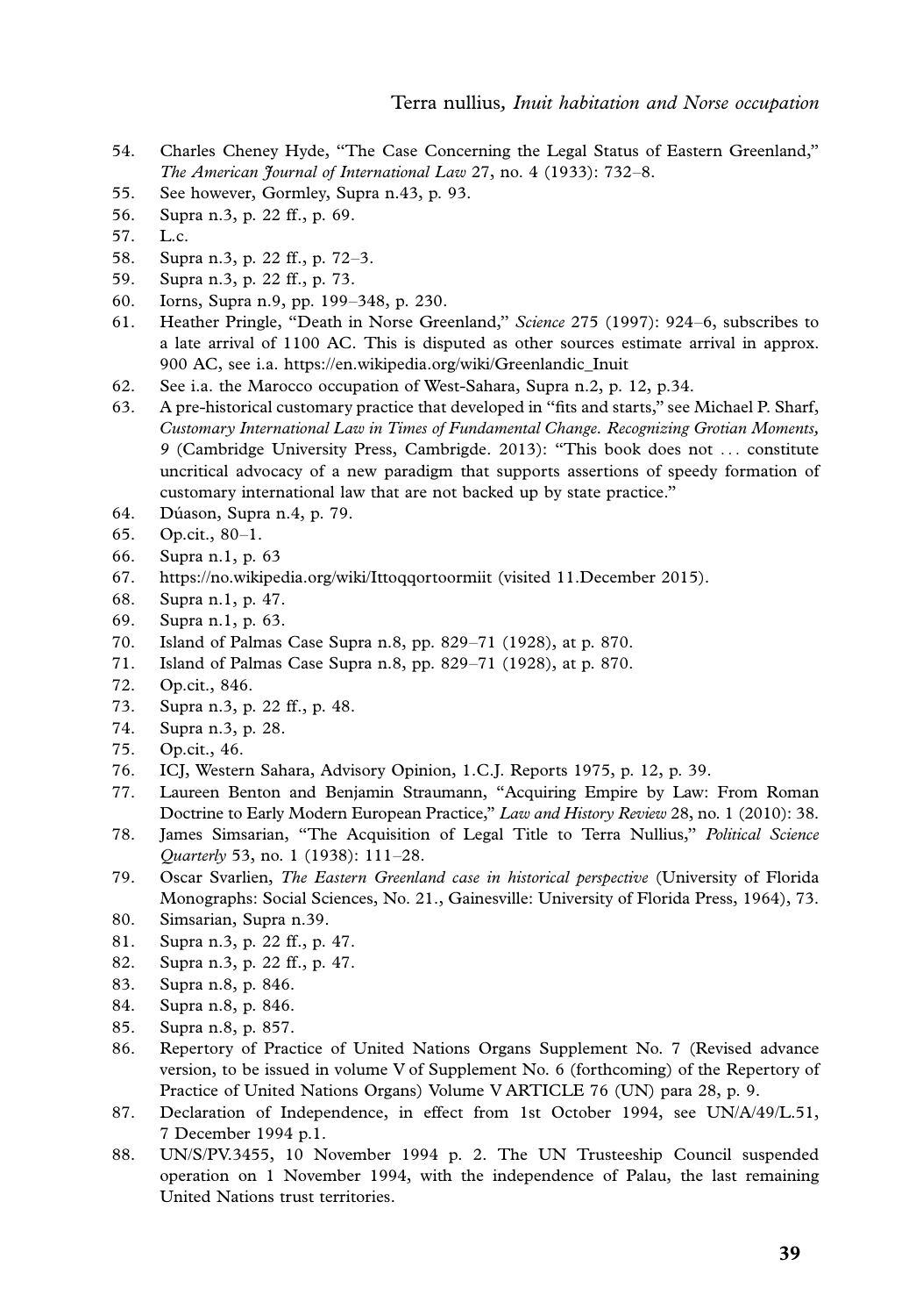54. Charles Cheney Hyde, "The Case Concerning the Legal Status of Eastern Greenland," *The American Journal of International Law* 27, no. 4 (1933): 732–8.
55. See however, Gormley, Supra n.43, p. 93.
56. Supra n.3, p. 22 ff., p. 69.
57. L.c.
58. Supra n.3, p. 22 ff., p. 72–3.
59. Supra n.3, p. 22 ff., p. 73.
60. Iorns, Supra n.9, pp. 199–348, p. 230.
61. Heather Pringle, "Death in Norse Greenland," *Science* 275 (1997): 924–6, subscribes to a late arrival of 1100 AC. This is disputed as other sources estimate arrival in approx. 900 AC, see i.a. https://en.wikipedia.org/wiki/Greenlandic_Inuit
62. See i.a. the Marocco occupation of West-Sahara, Supra n.2, p. 12, p.34.
63. A pre-historical customary practice that developed in "fits and starts," see Michael P. Sharf, *Customary International Law in Times of Fundamental Change. Recognizing Grotian Moments, 9* (Cambridge University Press, Cambrigde. 2013): "This book does not ... constitute uncritical advocacy of a new paradigm that supports assertions of speedy formation of customary international law that are not backed up by state practice."
64. Dúason, Supra n.4, p. 79.
65. Op.cit., 80–1.
66. Supra n.1, p. 63
67. https://no.wikipedia.org/wiki/Ittoqqortoormiit (visited 11.December 2015).
68. Supra n.1, p. 47.
69. Supra n.1, p. 63.
70. Island of Palmas Case Supra n.8, pp. 829–71 (1928), at p. 870.
71. Island of Palmas Case Supra n.8, pp. 829–71 (1928), at p. 870.
72. Op.cit., 846.
73. Supra n.3, p. 22 ff., p. 48.
74. Supra n.3, p. 28.
75. Op.cit., 46.
76. ICJ, Western Sahara, Advisory Opinion, 1.C.J. Reports 1975, p. 12, p. 39.
77. Laureen Benton and Benjamin Straumann, "Acquiring Empire by Law: From Roman Doctrine to Early Modern European Practice," *Law and History Review* 28, no. 1 (2010): 38.
78. James Simsarian, "The Acquisition of Legal Title to Terra Nullius," *Political Science Quarterly* 53, no. 1 (1938): 111–28.
79. Oscar Svarlien, *The Eastern Greenland case in historical perspective* (University of Florida Monographs: Social Sciences, No. 21., Gainesville: University of Florida Press, 1964), 73.
80. Simsarian, Supra n.39.
81. Supra n.3, p. 22 ff., p. 47.
82. Supra n.3, p. 22 ff., p. 47.
83. Supra n.8, p. 846.
84. Supra n.8, p. 846.
85. Supra n.8, p. 857.
86. Repertory of Practice of United Nations Organs Supplement No. 7 (Revised advance version, to be issued in volume V of Supplement No. 6 (forthcoming) of the Repertory of Practice of United Nations Organs) Volume V ARTICLE 76 (UN) para 28, p. 9.
87. Declaration of Independence, in effect from 1st October 1994, see UN/A/49/L.51, 7 December 1994 p.1.
88. UN/S/PV.3455, 10 November 1994 p. 2. The UN Trusteeship Council suspended operation on 1 November 1994, with the independence of Palau, the last remaining United Nations trust territories.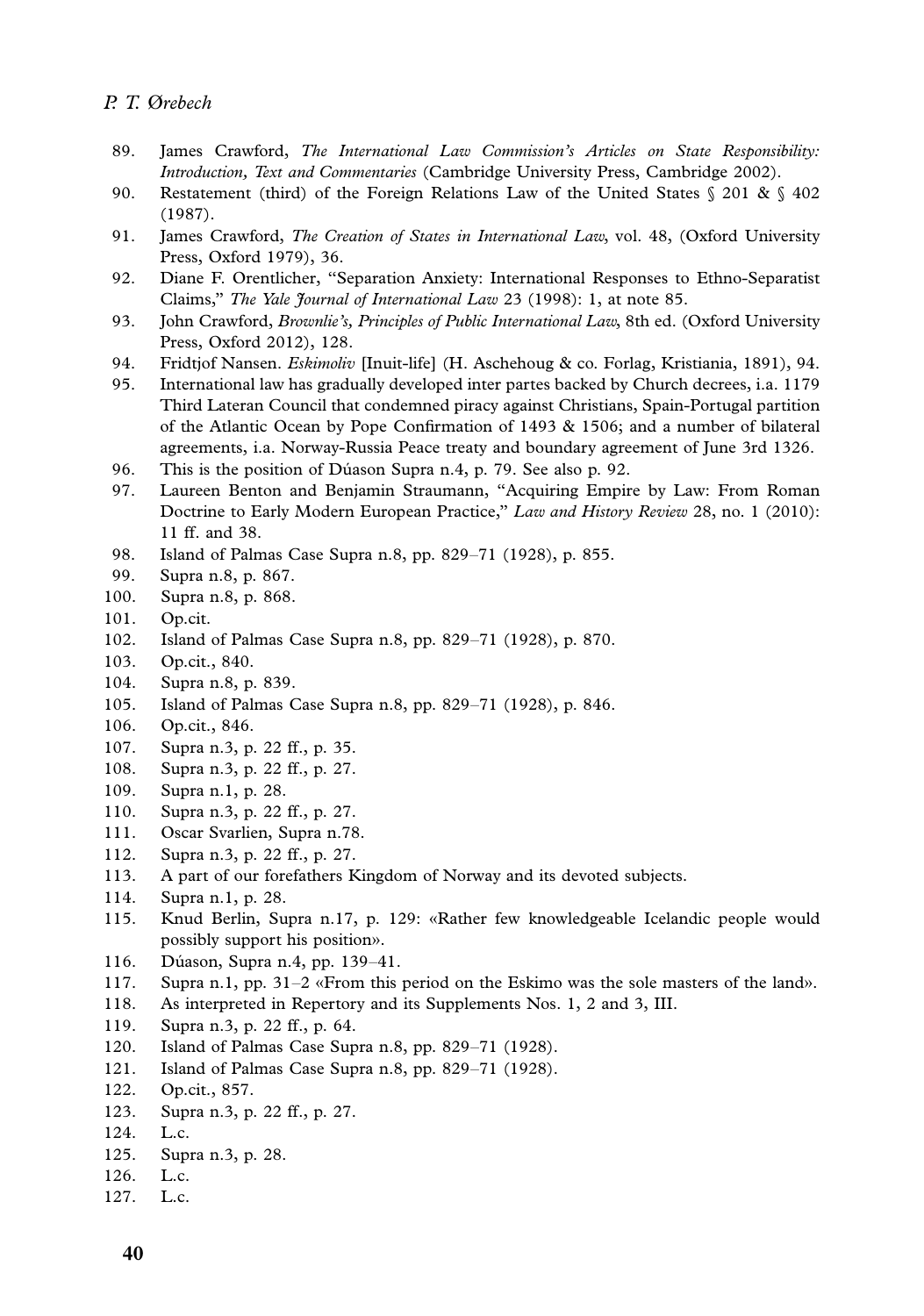89. James Crawford, *The International Law Commission's Articles on State Responsibility: Introduction, Text and Commentaries* (Cambridge University Press, Cambridge 2002).
90. Restatement (third) of the Foreign Relations Law of the United States § 201 & § 402 (1987).
91. James Crawford, *The Creation of States in International Law*, vol. 48, (Oxford University Press, Oxford 1979), 36.
92. Diane F. Orentlicher, "Separation Anxiety: International Responses to Ethno-Separatist Claims," *The Yale Journal of International Law* 23 (1998): 1, at note 85.
93. John Crawford, *Brownlie's, Principles of Public International Law*, 8th ed. (Oxford University Press, Oxford 2012), 128.
94. Fridtjof Nansen. *Eskimoliv* [Inuit-life] (H. Aschehoug & co. Forlag, Kristiania, 1891), 94.
95. International law has gradually developed inter partes backed by Church decrees, i.a. 1179 Third Lateran Council that condemned piracy against Christians, Spain-Portugal partition of the Atlantic Ocean by Pope Confirmation of 1493 & 1506; and a number of bilateral agreements, i.a. Norway-Russia Peace treaty and boundary agreement of June 3rd 1326.
96. This is the position of Dúason Supra n.4, p. 79. See also p. 92.
97. Laureen Benton and Benjamin Straumann, "Acquiring Empire by Law: From Roman Doctrine to Early Modern European Practice," *Law and History Review* 28, no. 1 (2010): 11 ff. and 38.
98. Island of Palmas Case Supra n.8, pp. 829–71 (1928), p. 855.
99. Supra n.8, p. 867.
100. Supra n.8, p. 868.
101. Op.cit.
102. Island of Palmas Case Supra n.8, pp. 829–71 (1928), p. 870.
103. Op.cit., 840.
104. Supra n.8, p. 839.
105. Island of Palmas Case Supra n.8, pp. 829–71 (1928), p. 846.
106. Op.cit., 846.
107. Supra n.3, p. 22 ff., p. 35.
108. Supra n.3, p. 22 ff., p. 27.
109. Supra n.1, p. 28.
110. Supra n.3, p. 22 ff., p. 27.
111. Oscar Svarlien, Supra n.78.
112. Supra n.3, p. 22 ff., p. 27.
113. A part of our forefathers Kingdom of Norway and its devoted subjects.
114. Supra n.1, p. 28.
115. Knud Berlin, Supra n.17, p. 129: «Rather few knowledgeable Icelandic people would possibly support his position».
116. Dúason, Supra n.4, pp. 139–41.
117. Supra n.1, pp. 31–2 «From this period on the Eskimo was the sole masters of the land».
118. As interpreted in Repertory and its Supplements Nos. 1, 2 and 3, III.
119. Supra n.3, p. 22 ff., p. 64.
120. Island of Palmas Case Supra n.8, pp. 829–71 (1928).
121. Island of Palmas Case Supra n.8, pp. 829–71 (1928).
122. Op.cit., 857.
123. Supra n.3, p. 22 ff., p. 27.
124. L.c.
125. Supra n.3, p. 28.
126. L.c.
127. L.c.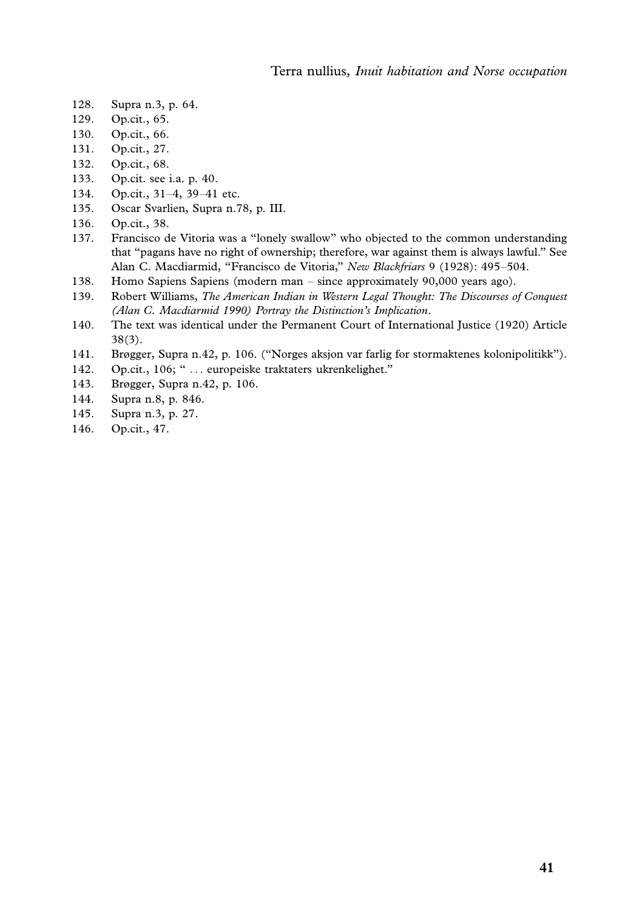128. Supra n.3, p. 64.
129. Op.cit., 65.
130. Op.cit., 66.
131. Op.cit., 27.
132. Op.cit., 68.
133. Op.cit. see i.a. p. 40.
134. Op.cit., 31–4, 39–41 etc.
135. Oscar Svarlien, Supra n.78, p. III.
136. Op.cit., 38.
137. Francisco de Vitoria was a "lonely swallow" who objected to the common understanding that "pagans have no right of ownership; therefore, war against them is always lawful." See Alan C. Macdiarmid, "Francisco de Vitoria," *New Blackfriars* 9 (1928): 495–504.
138. Homo Sapiens Sapiens (modern man – since approximately 90,000 years ago).
139. Robert Williams, *The American Indian in Western Legal Thought: The Discourses of Conquest (Alan C. Macdiarmid 1990) Portray the Distinction's Implication*.
140. The text was identical under the Permanent Court of International Justice (1920) Article 38(3).
141. Brøgger, Supra n.42, p. 106. ("Norges aksjon var farlig for stormaktenes kolonipolitikk").
142. Op.cit., 106; " . . . europeiske traktaters ukrenkelighet."
143. Brøgger, Supra n.42, p. 106.
144. Supra n.8, p. 846.
145. Supra n.3, p. 27.
146. Op.cit., 47.